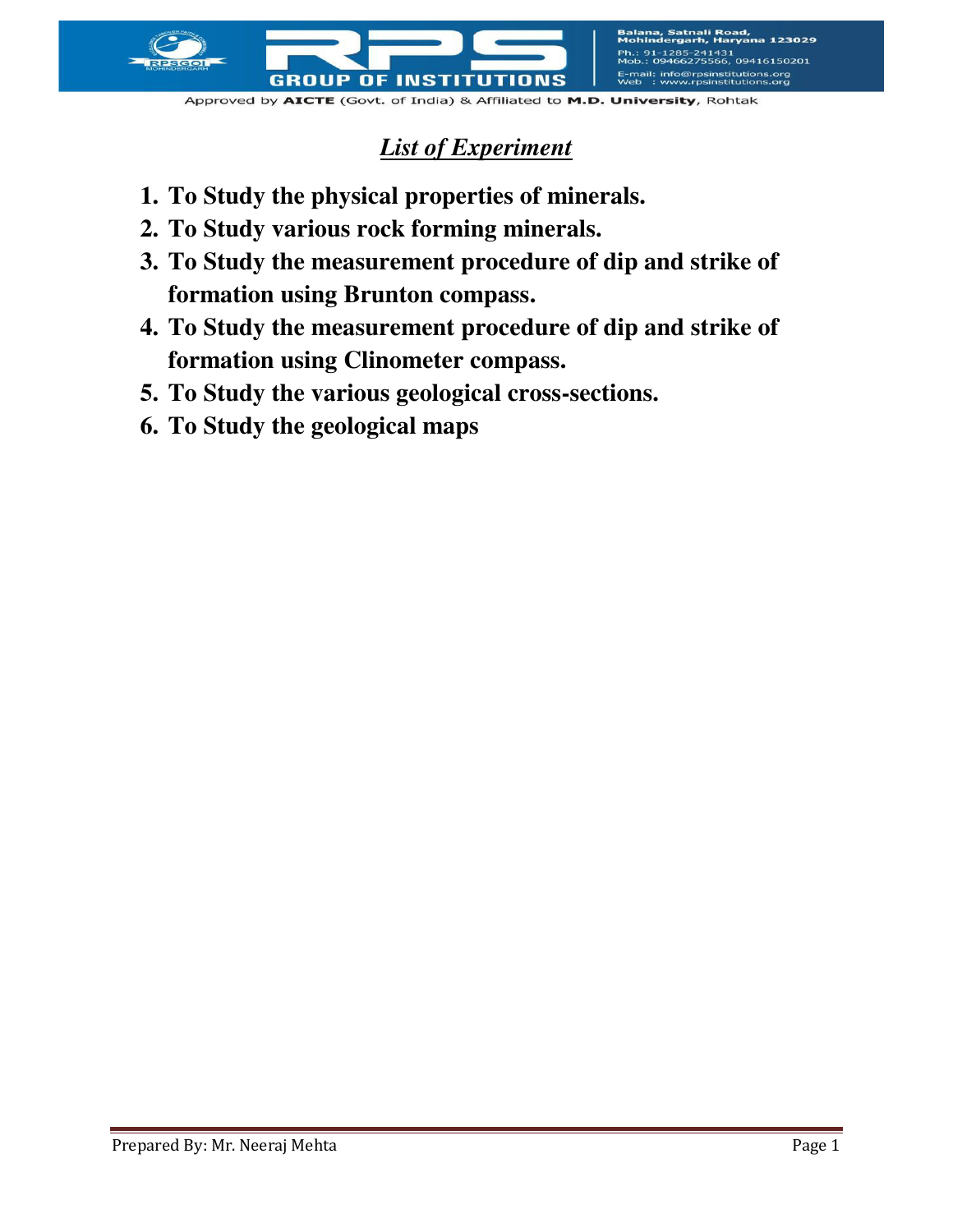## *List of Experiment*

1. **To Study the physical properties of minerals.**
2. **To Study various rock forming minerals.**
3. **To Study the measurement procedure of dip and strike of formation using Brunton compass.**
4. **To Study the measurement procedure of dip and strike of formation using Clinometer compass.**
5. **To Study the various geological cross-sections.**
6. **To Study the geological maps**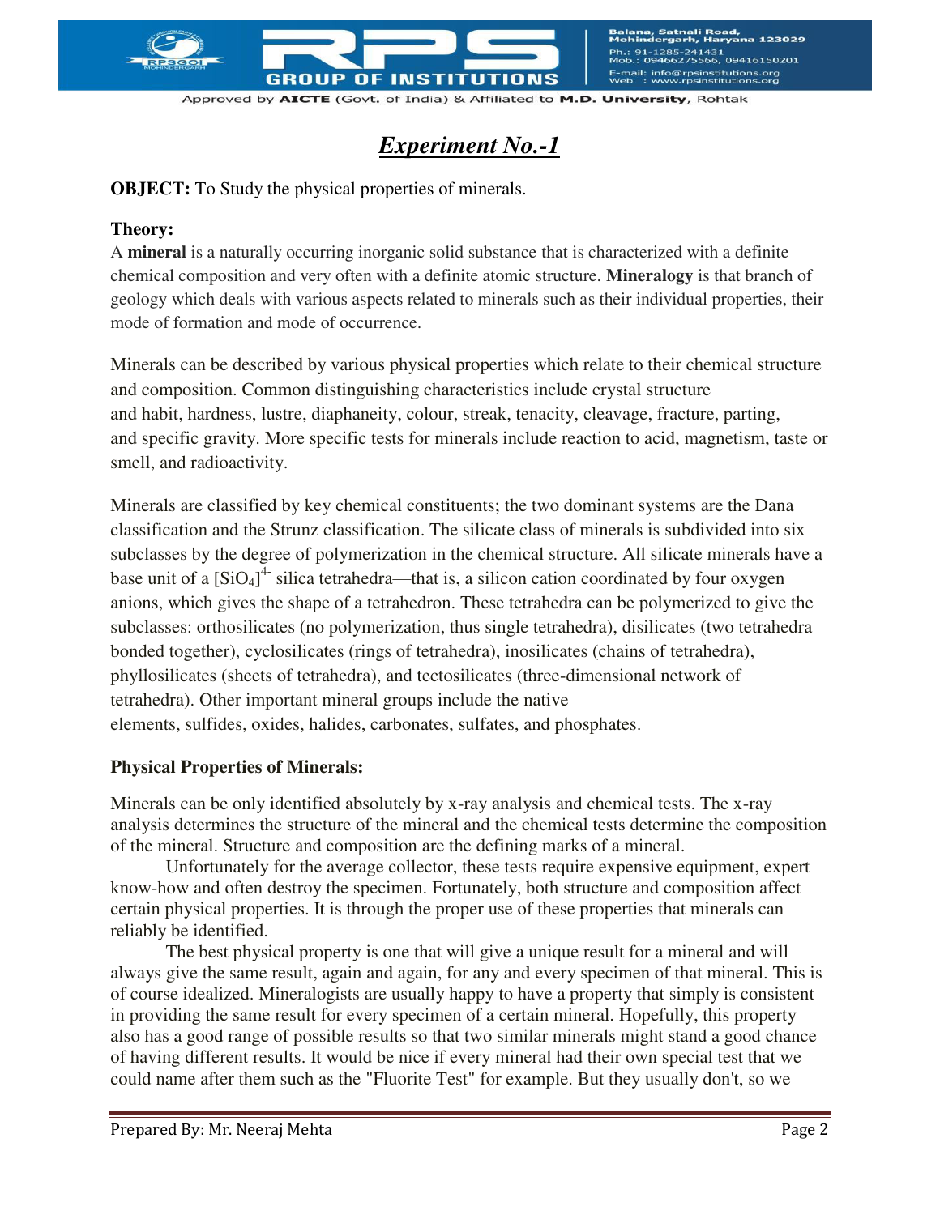# *Experiment No.-1*

**OBJECT:** To Study the physical properties of minerals.

**Theory:**

A **mineral** is a naturally occurring inorganic solid substance that is characterized with a definite chemical composition and very often with a definite atomic structure. **Mineralogy** is that branch of geology which deals with various aspects related to minerals such as their individual properties, their mode of formation and mode of occurrence.

Minerals can be described by various physical properties which relate to their chemical structure and composition. Common distinguishing characteristics include crystal structure and habit, hardness, lustre, diaphaneity, colour, streak, tenacity, cleavage, fracture, parting, and specific gravity. More specific tests for minerals include reaction to acid, magnetism, taste or smell, and radioactivity.

Minerals are classified by key chemical constituents; the two dominant systems are the Dana classification and the Strunz classification. The silicate class of minerals is subdivided into six subclasses by the degree of polymerization in the chemical structure. All silicate minerals have a base unit of a $[SiO_4]^{4-}$ silica tetrahedra—that is, a silicon cation coordinated by four oxygen anions, which gives the shape of a tetrahedron. These tetrahedra can be polymerized to give the subclasses: orthosilicates (no polymerization, thus single tetrahedra), disilicates (two tetrahedra bonded together), cyclosilicates (rings of tetrahedra), inosilicates (chains of tetrahedra), phyllosilicates (sheets of tetrahedra), and tectosilicates (three-dimensional network of tetrahedra). Other important mineral groups include the native elements, sulfides, oxides, halides, carbonates, sulfates, and phosphates.

**Physical Properties of Minerals:**

Minerals can be only identified absolutely by x-ray analysis and chemical tests. The x-ray analysis determines the structure of the mineral and the chemical tests determine the composition of the mineral. Structure and composition are the defining marks of a mineral.

Unfortunately for the average collector, these tests require expensive equipment, expert know-how and often destroy the specimen. Fortunately, both structure and composition affect certain physical properties. It is through the proper use of these properties that minerals can reliably be identified.

The best physical property is one that will give a unique result for a mineral and will always give the same result, again and again, for any and every specimen of that mineral. This is of course idealized. Mineralogists are usually happy to have a property that simply is consistent in providing the same result for every specimen of a certain mineral. Hopefully, this property also has a good range of possible results so that two similar minerals might stand a good chance of having different results. It would be nice if every mineral had their own special test that we could name after them such as the "Fluorite Test" for example. But they usually don't, so we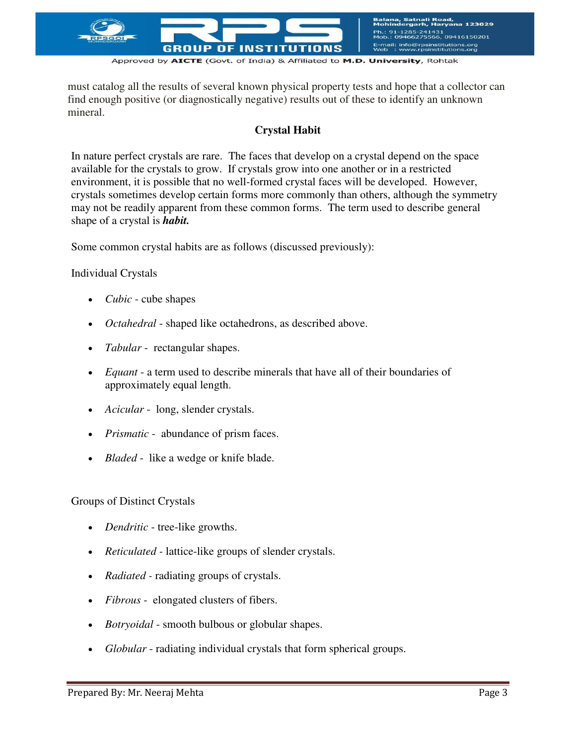must catalog all the results of several known physical property tests and hope that a collector can find enough positive (or diagnostically negative) results out of these to identify an unknown mineral.

## Crystal Habit

In nature perfect crystals are rare. The faces that develop on a crystal depend on the space available for the crystals to grow. If crystals grow into one another or in a restricted environment, it is possible that no well-formed crystal faces will be developed. However, crystals sometimes develop certain forms more commonly than others, although the symmetry may not be readily apparent from these common forms. The term used to describe general shape of a crystal is ***habit.***

Some common crystal habits are as follows (discussed previously):

Individual Crystals

- *Cubic* - cube shapes
- *Octahedral* - shaped like octahedrons, as described above.
- *Tabular* - rectangular shapes.
- *Equant* - a term used to describe minerals that have all of their boundaries of approximately equal length.
- *Acicular* - long, slender crystals.
- *Prismatic* - abundance of prism faces.
- *Bladed* - like a wedge or knife blade.

Groups of Distinct Crystals

- *Dendritic* - tree-like growths.
- *Reticulated* - lattice-like groups of slender crystals.
- *Radiated* - radiating groups of crystals.
- *Fibrous* - elongated clusters of fibers.
- *Botryoidal* - smooth bulbous or globular shapes.
- *Globular* - radiating individual crystals that form spherical groups.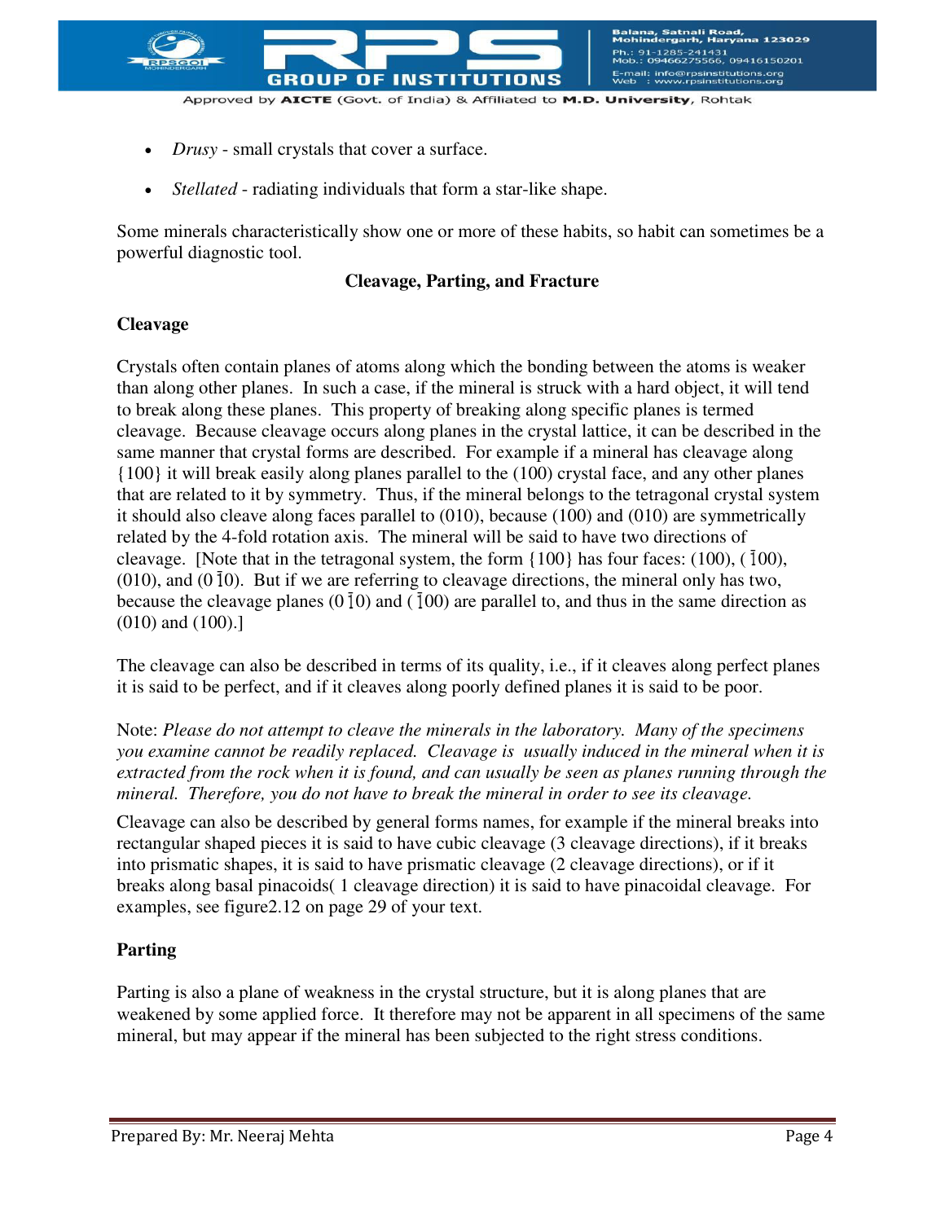- *Drusy* - small crystals that cover a surface.
- *Stellated* - radiating individuals that form a star-like shape.

Some minerals characteristically show one or more of these habits, so habit can sometimes be a powerful diagnostic tool.

## Cleavage, Parting, and Fracture

### Cleavage

Crystals often contain planes of atoms along which the bonding between the atoms is weaker than along other planes. In such a case, if the mineral is struck with a hard object, it will tend to break along these planes. This property of breaking along specific planes is termed cleavage. Because cleavage occurs along planes in the crystal lattice, it can be described in the same manner that crystal forms are described. For example if a mineral has cleavage along {100} it will break easily along planes parallel to the (100) crystal face, and any other planes that are related to it by symmetry. Thus, if the mineral belongs to the tetragonal crystal system it should also cleave along faces parallel to (010), because (100) and (010) are symmetrically related by the 4-fold rotation axis. The mineral will be said to have two directions of cleavage. [Note that in the tetragonal system, the form {100} has four faces: (100), ($\bar{1}$00), (010), and (0$\bar{1}$0). But if we are referring to cleavage directions, the mineral only has two, because the cleavage planes (0$\bar{1}$0) and ($\bar{1}$00) are parallel to, and thus in the same direction as (010) and (100).]

The cleavage can also be described in terms of its quality, i.e., if it cleaves along perfect planes it is said to be perfect, and if it cleaves along poorly defined planes it is said to be poor.

Note: *Please do not attempt to cleave the minerals in the laboratory. Many of the specimens you examine cannot be readily replaced. Cleavage is usually induced in the mineral when it is extracted from the rock when it is found, and can usually be seen as planes running through the mineral. Therefore, you do not have to break the mineral in order to see its cleavage.*

Cleavage can also be described by general forms names, for example if the mineral breaks into rectangular shaped pieces it is said to have cubic cleavage (3 cleavage directions), if it breaks into prismatic shapes, it is said to have prismatic cleavage (2 cleavage directions), or if it breaks along basal pinacoids( 1 cleavage direction) it is said to have pinacoidal cleavage. For examples, see figure2.12 on page 29 of your text.

### Parting

Parting is also a plane of weakness in the crystal structure, but it is along planes that are weakened by some applied force. It therefore may not be apparent in all specimens of the same mineral, but may appear if the mineral has been subjected to the right stress conditions.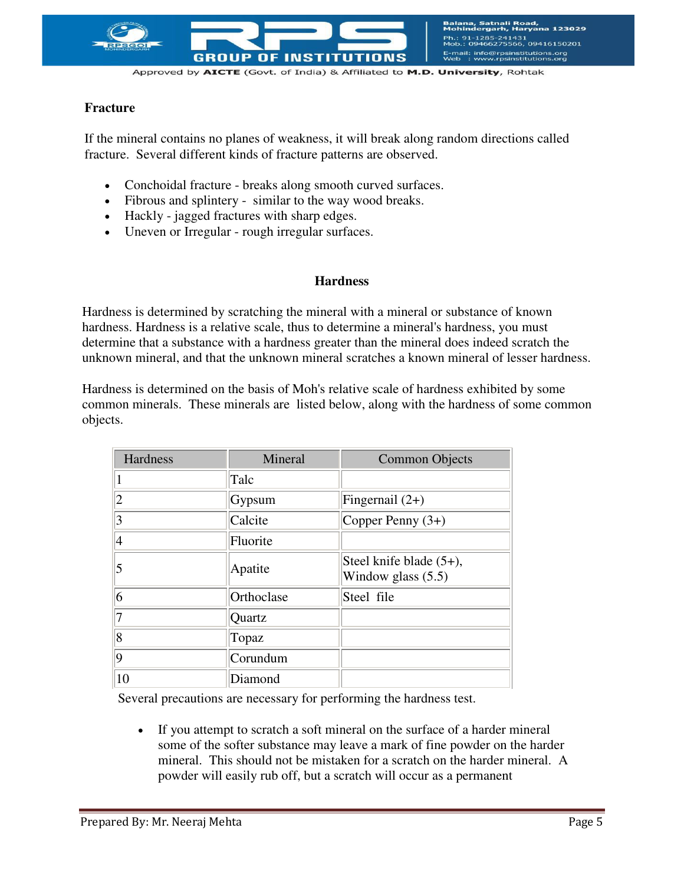### Fracture

If the mineral contains no planes of weakness, it will break along random directions called fracture. Several different kinds of fracture patterns are observed.

- Conchoidal fracture - breaks along smooth curved surfaces.
- Fibrous and splintery - similar to the way wood breaks.
- Hackly - jagged fractures with sharp edges.
- Uneven or Irregular - rough irregular surfaces.

### Hardness

Hardness is determined by scratching the mineral with a mineral or substance of known hardness. Hardness is a relative scale, thus to determine a mineral's hardness, you must determine that a substance with a hardness greater than the mineral does indeed scratch the unknown mineral, and that the unknown mineral scratches a known mineral of lesser hardness.

Hardness is determined on the basis of Moh's relative scale of hardness exhibited by some common minerals. These minerals are listed below, along with the hardness of some common objects.

| Hardness | Mineral | Common Objects |
|---|---|---|
| 1 | Talc | |
| 2 | Gypsum | Fingernail (2+) |
| 3 | Calcite | Copper Penny (3+) |
| 4 | Fluorite | |
| 5 | Apatite | Steel knife blade (5+), Window glass (5.5) |
| 6 | Orthoclase | Steel file |
| 7 | Quartz | |
| 8 | Topaz | |
| 9 | Corundum | |
| 10 | Diamond | |

Several precautions are necessary for performing the hardness test.

- If you attempt to scratch a soft mineral on the surface of a harder mineral some of the softer substance may leave a mark of fine powder on the harder mineral. This should not be mistaken for a scratch on the harder mineral. A powder will easily rub off, but a scratch will occur as a permanent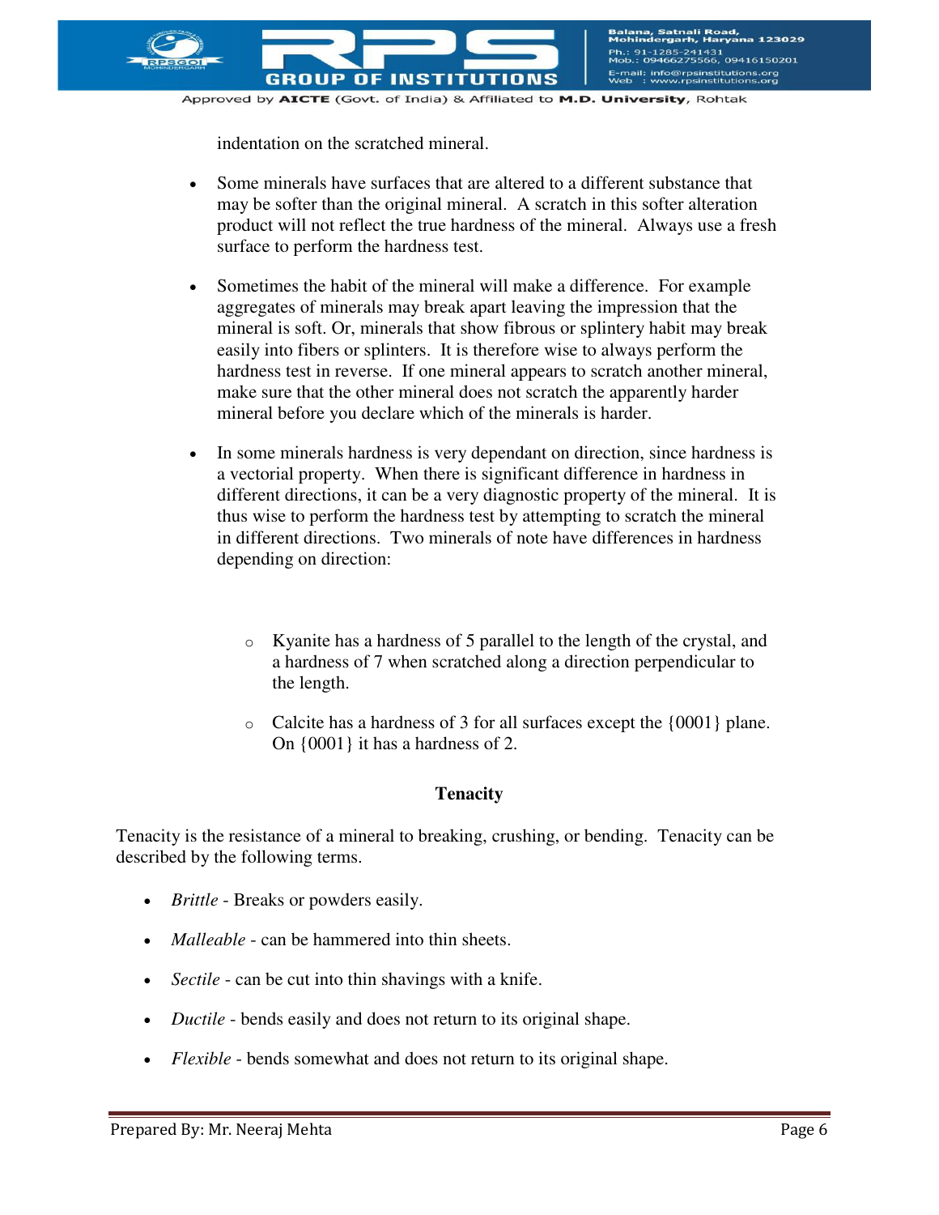indentation on the scratched mineral.

- Some minerals have surfaces that are altered to a different substance that may be softer than the original mineral. A scratch in this softer alteration product will not reflect the true hardness of the mineral. Always use a fresh surface to perform the hardness test.

- Sometimes the habit of the mineral will make a difference. For example aggregates of minerals may break apart leaving the impression that the mineral is soft. Or, minerals that show fibrous or splintery habit may break easily into fibers or splinters. It is therefore wise to always perform the hardness test in reverse. If one mineral appears to scratch another mineral, make sure that the other mineral does not scratch the apparently harder mineral before you declare which of the minerals is harder.

- In some minerals hardness is very dependant on direction, since hardness is a vectorial property. When there is significant difference in hardness in different directions, it can be a very diagnostic property of the mineral. It is thus wise to perform the hardness test by attempting to scratch the mineral in different directions. Two minerals of note have differences in hardness depending on direction:

  - Kyanite has a hardness of 5 parallel to the length of the crystal, and a hardness of 7 when scratched along a direction perpendicular to the length.

  - Calcite has a hardness of 3 for all surfaces except the {0001} plane. On {0001} it has a hardness of 2.

### Tenacity

Tenacity is the resistance of a mineral to breaking, crushing, or bending. Tenacity can be described by the following terms.

- *Brittle* - Breaks or powders easily.

- *Malleable* - can be hammered into thin sheets.

- *Sectile* - can be cut into thin shavings with a knife.

- *Ductile* - bends easily and does not return to its original shape.

- *Flexible* - bends somewhat and does not return to its original shape.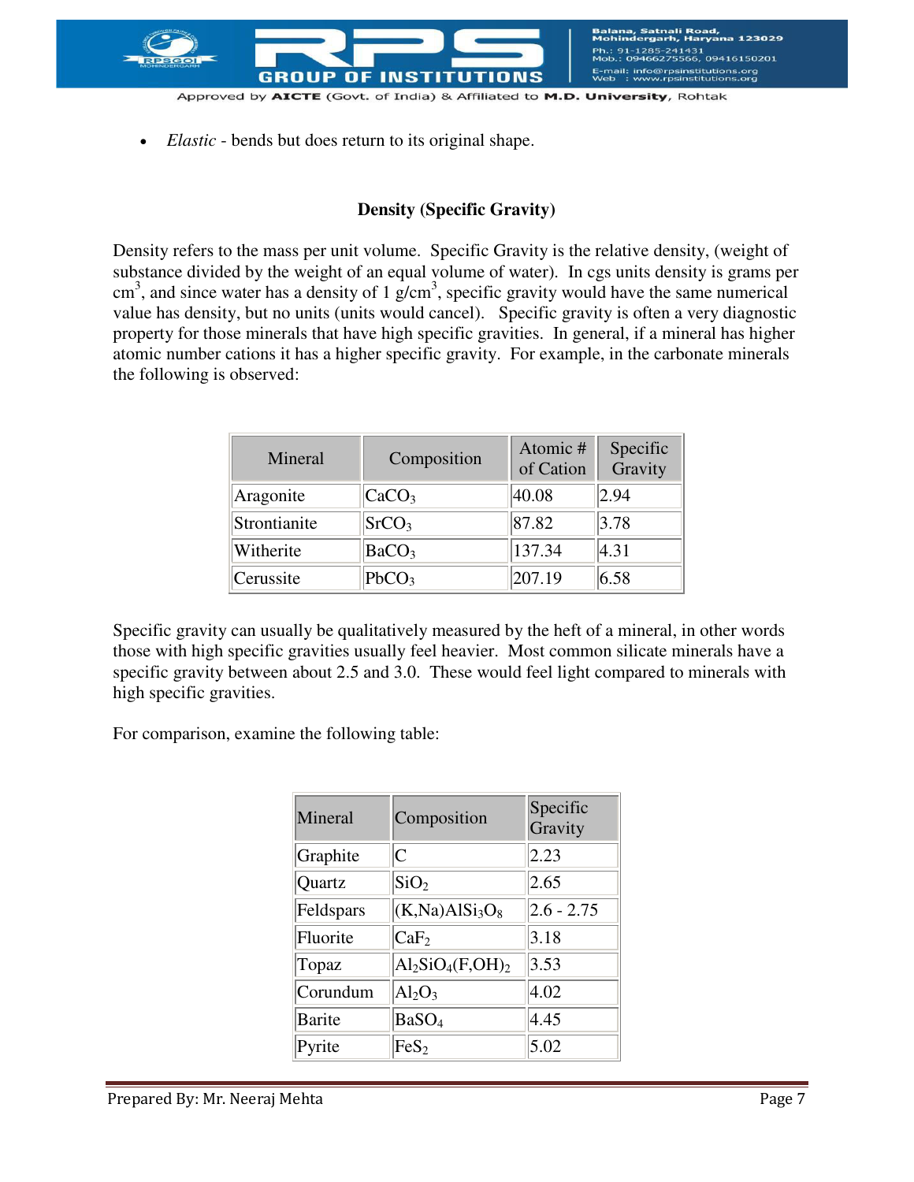- *Elastic* - bends but does return to its original shape.

### Density (Specific Gravity)

Density refers to the mass per unit volume. Specific Gravity is the relative density, (weight of substance divided by the weight of an equal volume of water). In cgs units density is grams per $cm^3$, and since water has a density of 1 $g/cm^3$, specific gravity would have the same numerical value has density, but no units (units would cancel). Specific gravity is often a very diagnostic property for those minerals that have high specific gravities. In general, if a mineral has higher atomic number cations it has a higher specific gravity. For example, in the carbonate minerals the following is observed:

| Mineral | Composition | Atomic # of Cation | Specific Gravity |
|---|---|---|---|
| Aragonite | $CaCO_3$ | 40.08 | 2.94 |
| Strontianite | $SrCO_3$ | 87.82 | 3.78 |
| Witherite | $BaCO_3$ | 137.34 | 4.31 |
| Cerussite | $PbCO_3$ | 207.19 | 6.58 |

Specific gravity can usually be qualitatively measured by the heft of a mineral, in other words those with high specific gravities usually feel heavier. Most common silicate minerals have a specific gravity between about 2.5 and 3.0. These would feel light compared to minerals with high specific gravities.

For comparison, examine the following table:

| Mineral | Composition | Specific Gravity |
|---|---|---|
| Graphite | C | 2.23 |
| Quartz | $SiO_2$ | 2.65 |
| Feldspars | $(K,Na)AlSi_3O_8$ | 2.6 - 2.75 |
| Fluorite | $CaF_2$ | 3.18 |
| Topaz | $Al_2SiO_4(F,OH)_2$ | 3.53 |
| Corundum | $Al_2O_3$ | 4.02 |
| Barite | $BaSO_4$ | 4.45 |
| Pyrite | $FeS_2$ | 5.02 |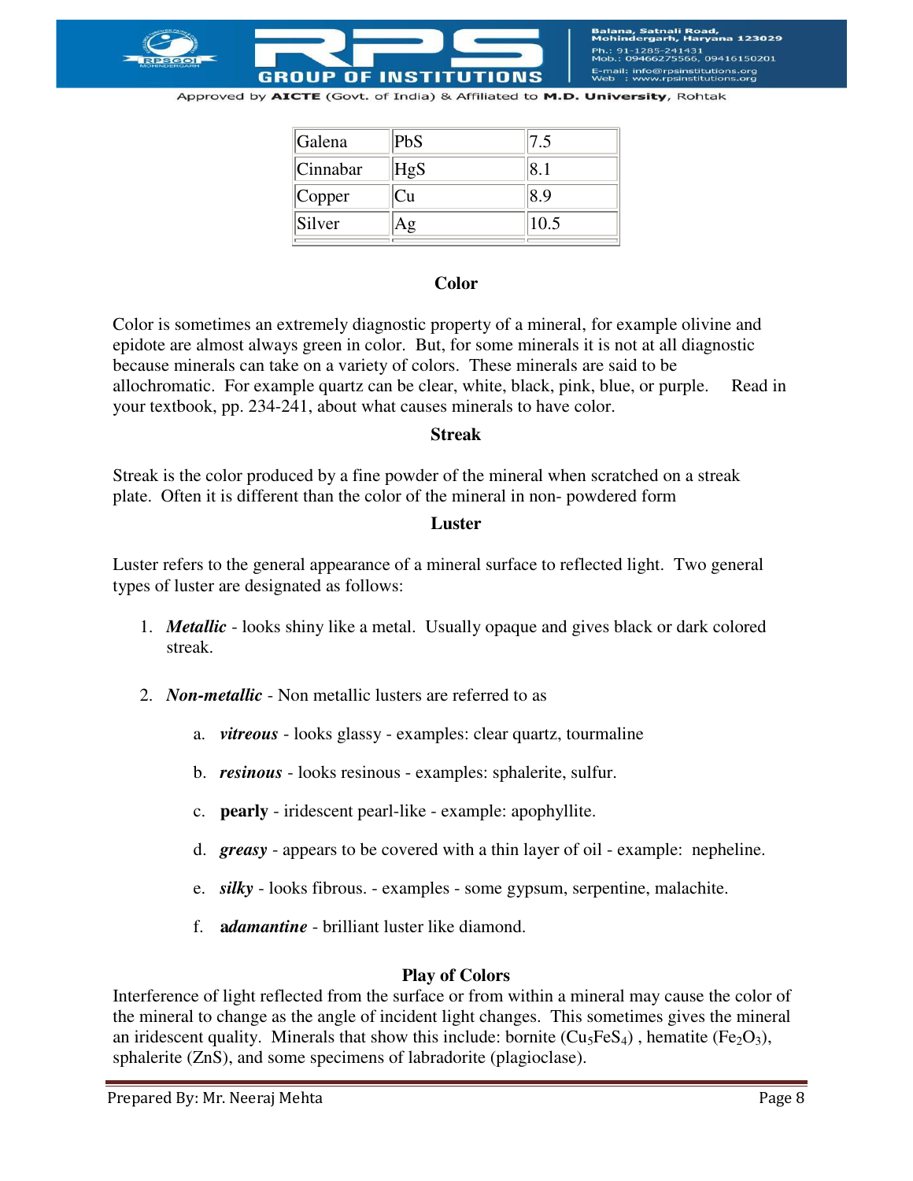| Galena | PbS | 7.5 |
|---|---|---|
| Cinnabar | HgS | 8.1 |
| Copper | Cu | 8.9 |
| Silver | Ag | 10.5 |

### Color

Color is sometimes an extremely diagnostic property of a mineral, for example olivine and epidote are almost always green in color. But, for some minerals it is not at all diagnostic because minerals can take on a variety of colors. These minerals are said to be allochromatic. For example quartz can be clear, white, black, pink, blue, or purple. Read in your textbook, pp. 234-241, about what causes minerals to have color.

### Streak

Streak is the color produced by a fine powder of the mineral when scratched on a streak plate. Often it is different than the color of the mineral in non- powdered form

### Luster

Luster refers to the general appearance of a mineral surface to reflected light. Two general types of luster are designated as follows:

1. ***Metallic*** - looks shiny like a metal. Usually opaque and gives black or dark colored streak.

2. ***Non-metallic*** - Non metallic lusters are referred to as

   a. ***vitreous*** - looks glassy - examples: clear quartz, tourmaline

   b. ***resinous*** - looks resinous - examples: sphalerite, sulfur.

   c. **pearly** - iridescent pearl-like - example: apophyllite.

   d. ***greasy*** - appears to be covered with a thin layer of oil - example: nepheline.

   e. ***silky*** - looks fibrous. - examples - some gypsum, serpentine, malachite.

   f. ***adamantine*** - brilliant luster like diamond.

### Play of Colors

Interference of light reflected from the surface or from within a mineral may cause the color of the mineral to change as the angle of incident light changes. This sometimes gives the mineral an iridescent quality. Minerals that show this include: bornite ($Cu_5FeS_4$) , hematite ($Fe_2O_3$), sphalerite ($ZnS$), and some specimens of labradorite (plagioclase).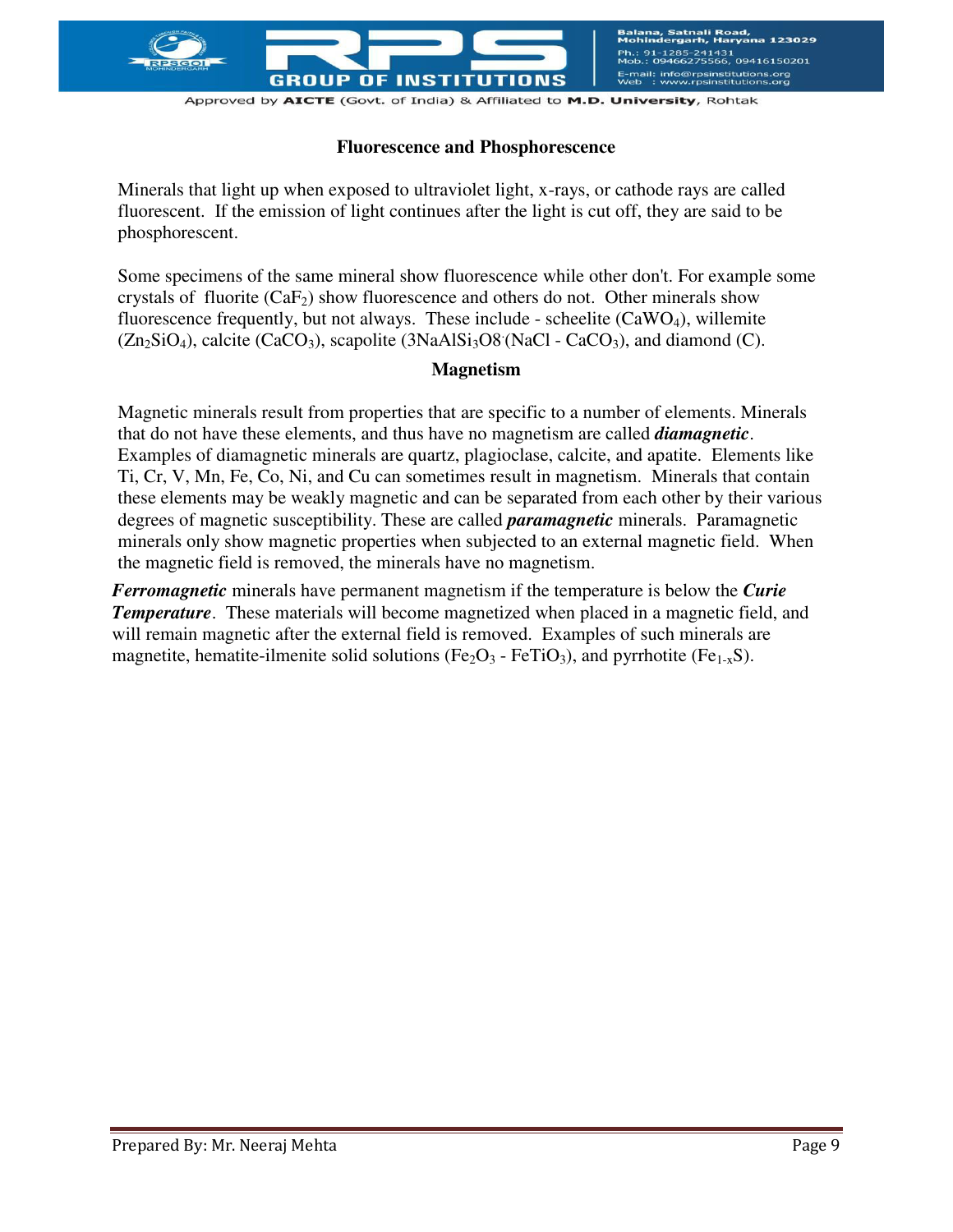## Fluorescence and Phosphorescence

Minerals that light up when exposed to ultraviolet light, x-rays, or cathode rays are called fluorescent. If the emission of light continues after the light is cut off, they are said to be phosphorescent.

Some specimens of the same mineral show fluorescence while other don't. For example some crystals of fluorite ($CaF_2$) show fluorescence and others do not. Other minerals show fluorescence frequently, but not always. These include - scheelite ($CaWO_4$), willemite ($Zn_2SiO_4$), calcite ($CaCO_3$), scapolite ($3NaAlSi_3O8 \cdot (NaCl - CaCO_3)$), and diamond (C).

## Magnetism

Magnetic minerals result from properties that are specific to a number of elements. Minerals that do not have these elements, and thus have no magnetism are called ***diamagnetic***. Examples of diamagnetic minerals are quartz, plagioclase, calcite, and apatite. Elements like Ti, Cr, V, Mn, Fe, Co, Ni, and Cu can sometimes result in magnetism. Minerals that contain these elements may be weakly magnetic and can be separated from each other by their various degrees of magnetic susceptibility. These are called ***paramagnetic*** minerals. Paramagnetic minerals only show magnetic properties when subjected to an external magnetic field. When the magnetic field is removed, the minerals have no magnetism.

***Ferromagnetic*** minerals have permanent magnetism if the temperature is below the ***Curie Temperature***. These materials will become magnetized when placed in a magnetic field, and will remain magnetic after the external field is removed. Examples of such minerals are magnetite, hematite-ilmenite solid solutions ($Fe_2O_3$ - $FeTiO_3$), and pyrrhotite ($Fe_{1-x}S$).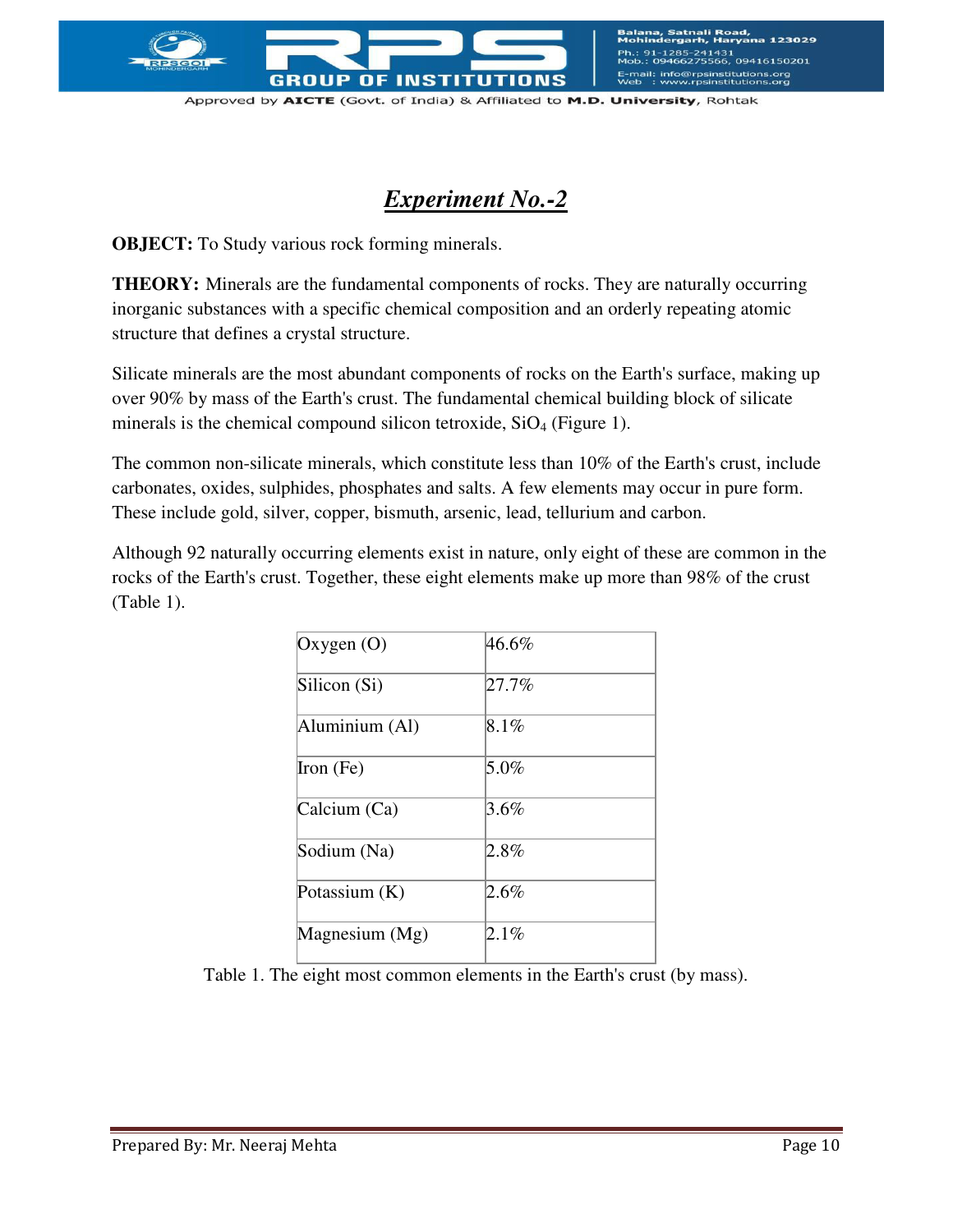## *Experiment No.-2*

**OBJECT:** To Study various rock forming minerals.

**THEORY:** Minerals are the fundamental components of rocks. They are naturally occurring inorganic substances with a specific chemical composition and an orderly repeating atomic structure that defines a crystal structure.

Silicate minerals are the most abundant components of rocks on the Earth's surface, making up over 90% by mass of the Earth's crust. The fundamental chemical building block of silicate minerals is the chemical compound silicon tetroxide, $SiO_4$ (Figure 1).

The common non-silicate minerals, which constitute less than 10% of the Earth's crust, include carbonates, oxides, sulphides, phosphates and salts. A few elements may occur in pure form. These include gold, silver, copper, bismuth, arsenic, lead, tellurium and carbon.

Although 92 naturally occurring elements exist in nature, only eight of these are common in the rocks of the Earth's crust. Together, these eight elements make up more than 98% of the crust (Table 1).

| Element | % |
|---|---|
| Oxygen (O) | 46.6% |
| Silicon (Si) | 27.7% |
| Aluminium (Al) | 8.1% |
| Iron (Fe) | 5.0% |
| Calcium (Ca) | 3.6% |
| Sodium (Na) | 2.8% |
| Potassium (K) | 2.6% |
| Magnesium (Mg) | 2.1% |

Table 1. The eight most common elements in the Earth's crust (by mass).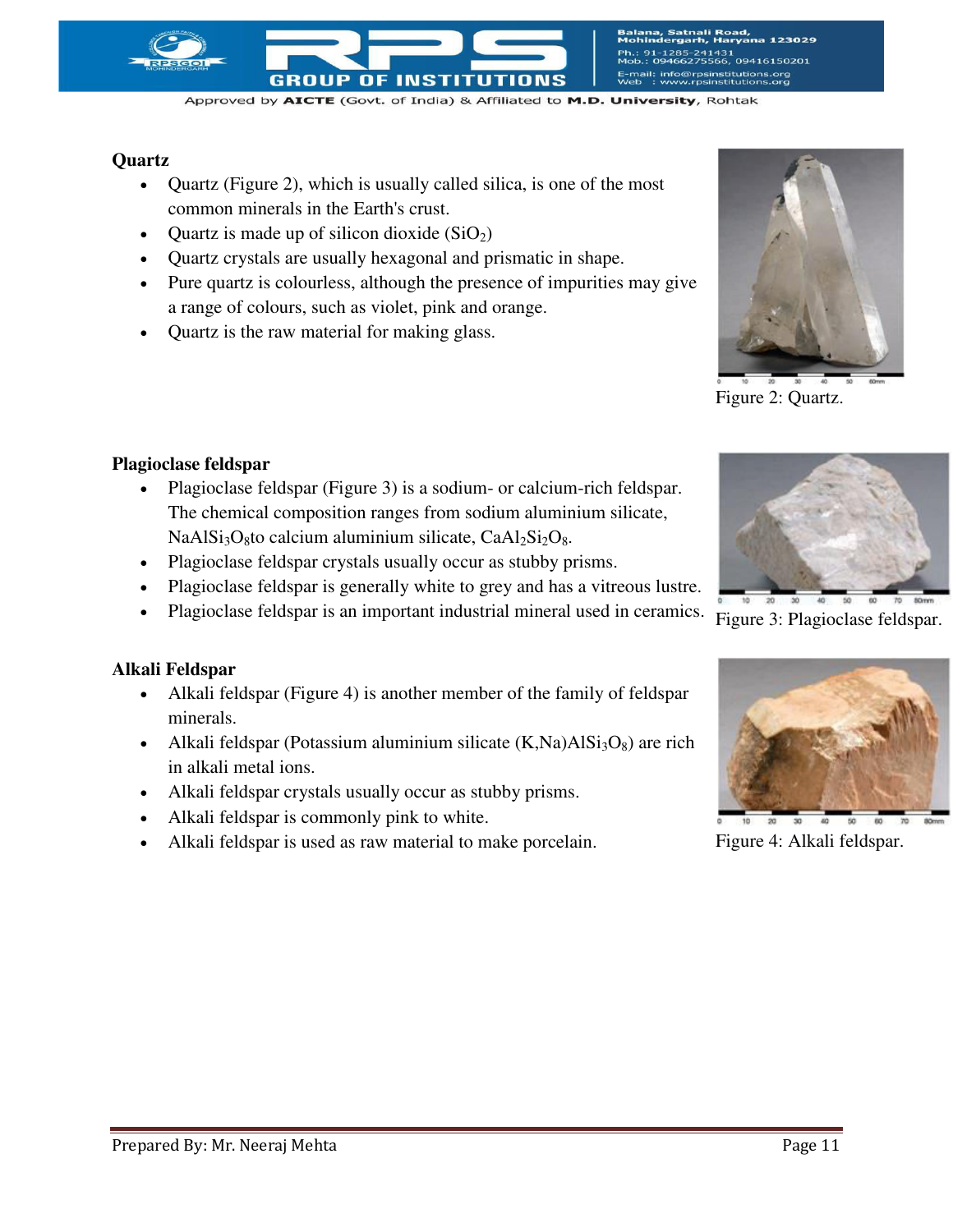**Quartz**

- Quartz (Figure 2), which is usually called silica, is one of the most common minerals in the Earth's crust.
- Quartz is made up of silicon dioxide ($SiO_2$)
- Quartz crystals are usually hexagonal and prismatic in shape.
- Pure quartz is colourless, although the presence of impurities may give a range of colours, such as violet, pink and orange.
- Quartz is the raw material for making glass.

Figure 2: Quartz.

**Plagioclase feldspar**

- Plagioclase feldspar (Figure 3) is a sodium- or calcium-rich feldspar. The chemical composition ranges from sodium aluminium silicate, $NaAlSi_3O_8$to calcium aluminium silicate, $CaAl_2Si_2O_8$.
- Plagioclase feldspar crystals usually occur as stubby prisms.
- Plagioclase feldspar is generally white to grey and has a vitreous lustre.
- Plagioclase feldspar is an important industrial mineral used in ceramics.

Figure 3: Plagioclase feldspar.

**Alkali Feldspar**

- Alkali feldspar (Figure 4) is another member of the family of feldspar minerals.
- Alkali feldspar (Potassium aluminium silicate $(K,Na)AlSi_3O_8$) are rich in alkali metal ions.
- Alkali feldspar crystals usually occur as stubby prisms.
- Alkali feldspar is commonly pink to white.
- Alkali feldspar is used as raw material to make porcelain.

Figure 4: Alkali feldspar.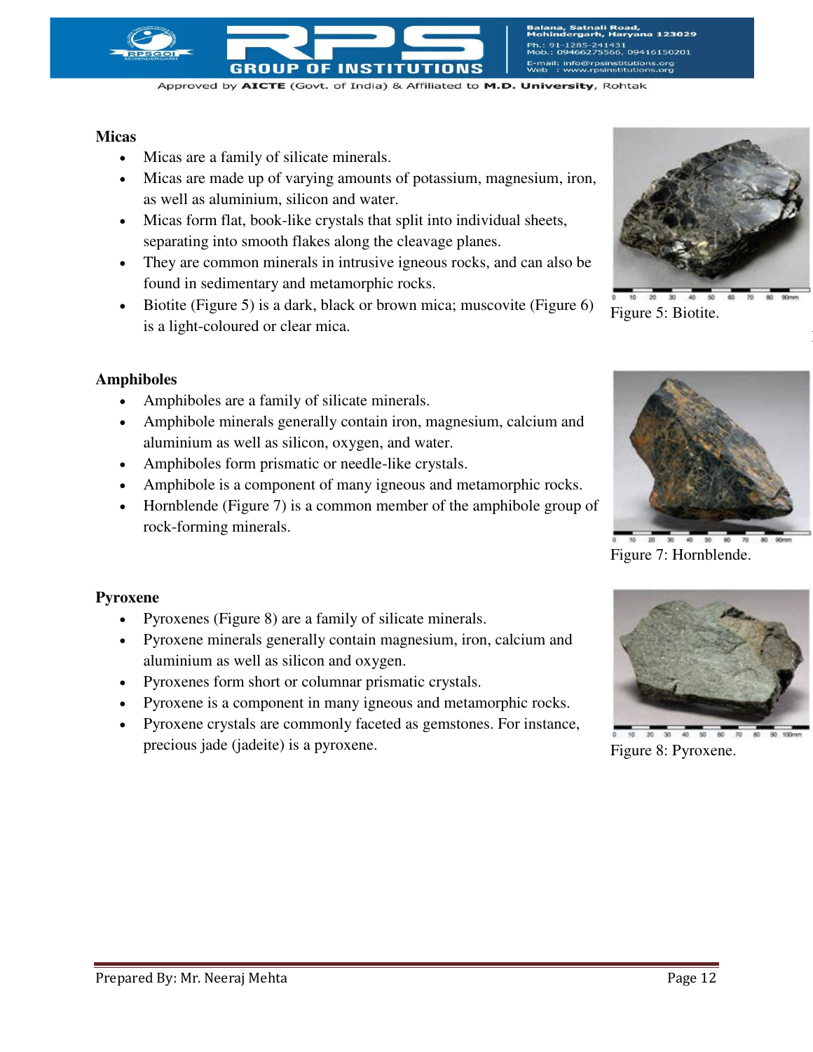## Micas

- Micas are a family of silicate minerals.
- Micas are made up of varying amounts of potassium, magnesium, iron, as well as aluminium, silicon and water.
- Micas form flat, book-like crystals that split into individual sheets, separating into smooth flakes along the cleavage planes.
- They are common minerals in intrusive igneous rocks, and can also be found in sedimentary and metamorphic rocks.
- Biotite (Figure 5) is a dark, black or brown mica; muscovite (Figure 6) is a light-coloured or clear mica.

Figure 5: Biotite.

## Amphiboles

- Amphiboles are a family of silicate minerals.
- Amphibole minerals generally contain iron, magnesium, calcium and aluminium as well as silicon, oxygen, and water.
- Amphiboles form prismatic or needle-like crystals.
- Amphibole is a component of many igneous and metamorphic rocks.
- Hornblende (Figure 7) is a common member of the amphibole group of rock-forming minerals.

Figure 7: Hornblende.

## Pyroxene

- Pyroxenes (Figure 8) are a family of silicate minerals.
- Pyroxene minerals generally contain magnesium, iron, calcium and aluminium as well as silicon and oxygen.
- Pyroxenes form short or columnar prismatic crystals.
- Pyroxene is a component in many igneous and metamorphic rocks.
- Pyroxene crystals are commonly faceted as gemstones. For instance, precious jade (jadeite) is a pyroxene.

Figure 8: Pyroxene.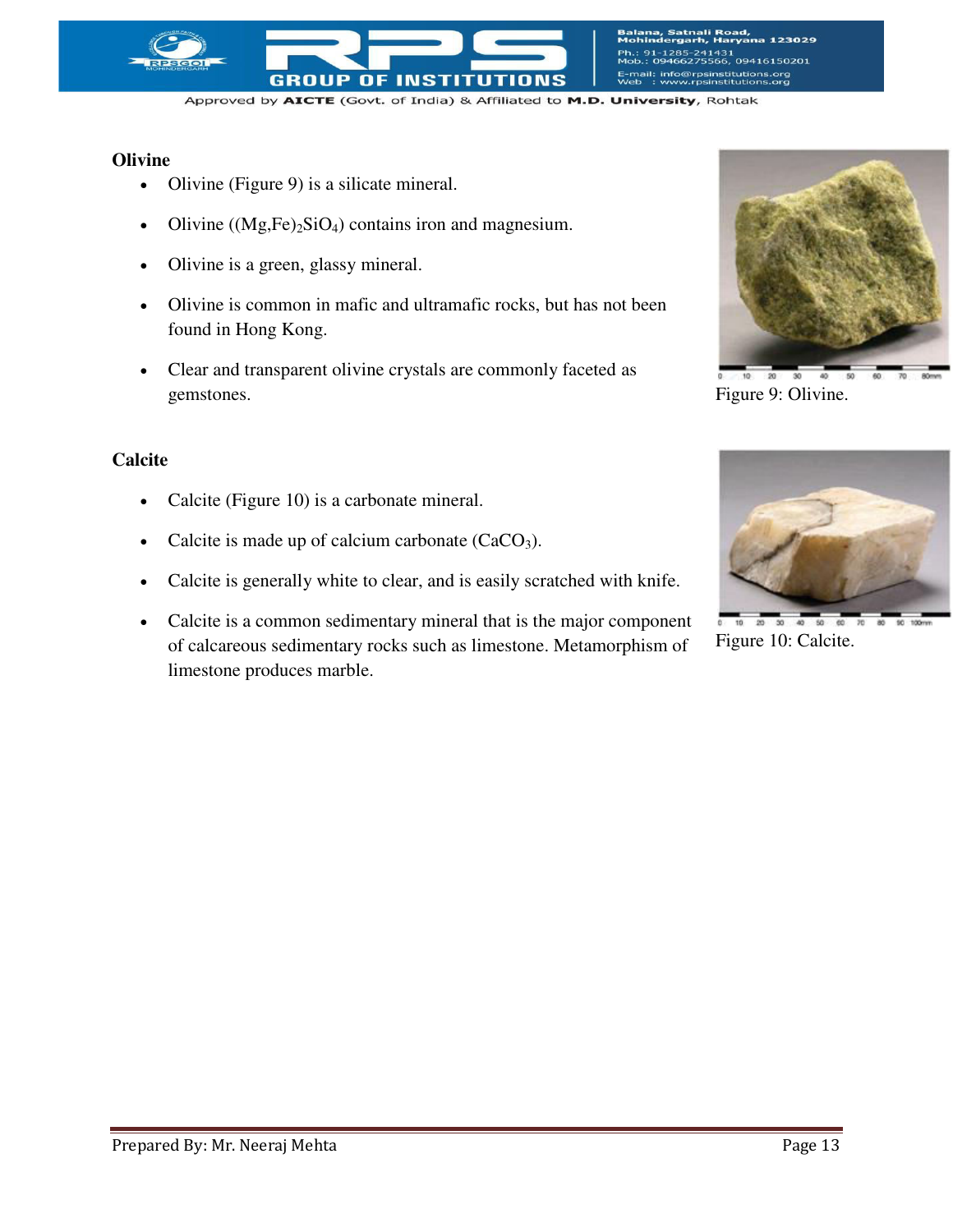### Olivine

- Olivine (Figure 9) is a silicate mineral.
- Olivine ($(Mg,Fe)_2SiO_4$) contains iron and magnesium.
- Olivine is a green, glassy mineral.
- Olivine is common in mafic and ultramafic rocks, but has not been found in Hong Kong.
- Clear and transparent olivine crystals are commonly faceted as gemstones.

Figure 9: Olivine.

### Calcite

- Calcite (Figure 10) is a carbonate mineral.
- Calcite is made up of calcium carbonate ($CaCO_3$).
- Calcite is generally white to clear, and is easily scratched with knife.
- Calcite is a common sedimentary mineral that is the major component of calcareous sedimentary rocks such as limestone. Metamorphism of limestone produces marble.

Figure 10: Calcite.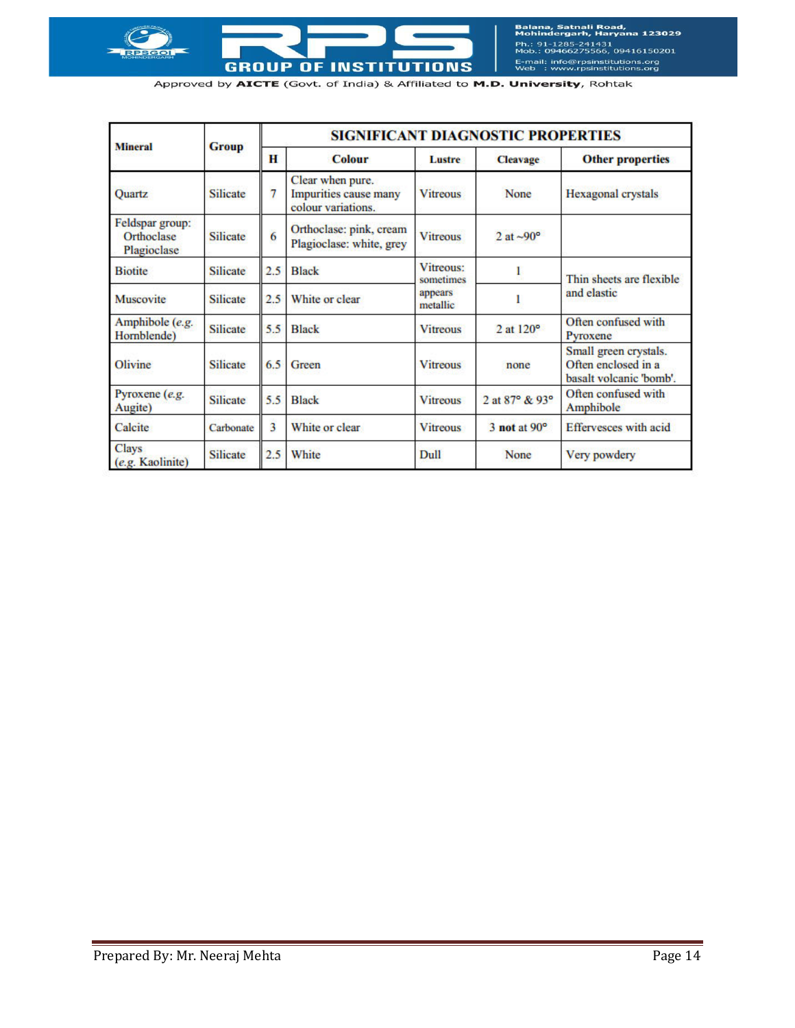| Mineral | Group | SIGNIFICANT DIAGNOSTIC PROPERTIES | | | | |
|---|---|---|---|---|---|---|
| | | H | Colour | Lustre | Cleavage | Other properties |
| Quartz | Silicate | 7 | Clear when pure. Impurities cause many colour variations. | Vitreous | None | Hexagonal crystals |
| Feldspar group: Orthoclase Plagioclase | Silicate | 6 | Orthoclase: pink, cream Plagioclase: white, grey | Vitreous | 2 at ~90° | |
| Biotite | Silicate | 2.5 | Black | Vitreous: sometimes appears metallic | 1 | Thin sheets are flexible and elastic |
| Muscovite | Silicate | 2.5 | White or clear | | 1 | |
| Amphibole (*e.g.* Hornblende) | Silicate | 5.5 | Black | Vitreous | 2 at 120° | Often confused with Pyroxene |
| Olivine | Silicate | 6.5 | Green | Vitreous | none | Small green crystals. Often enclosed in a basalt volcanic 'bomb'. |
| Pyroxene (*e.g.* Augite) | Silicate | 5.5 | Black | Vitreous | 2 at 87° & 93° | Often confused with Amphibole |
| Calcite | Carbonate | 3 | White or clear | Vitreous | 3 **not** at 90° | Effervesces with acid |
| Clays (*e.g.* Kaolinite) | Silicate | 2.5 | White | Dull | None | Very powdery |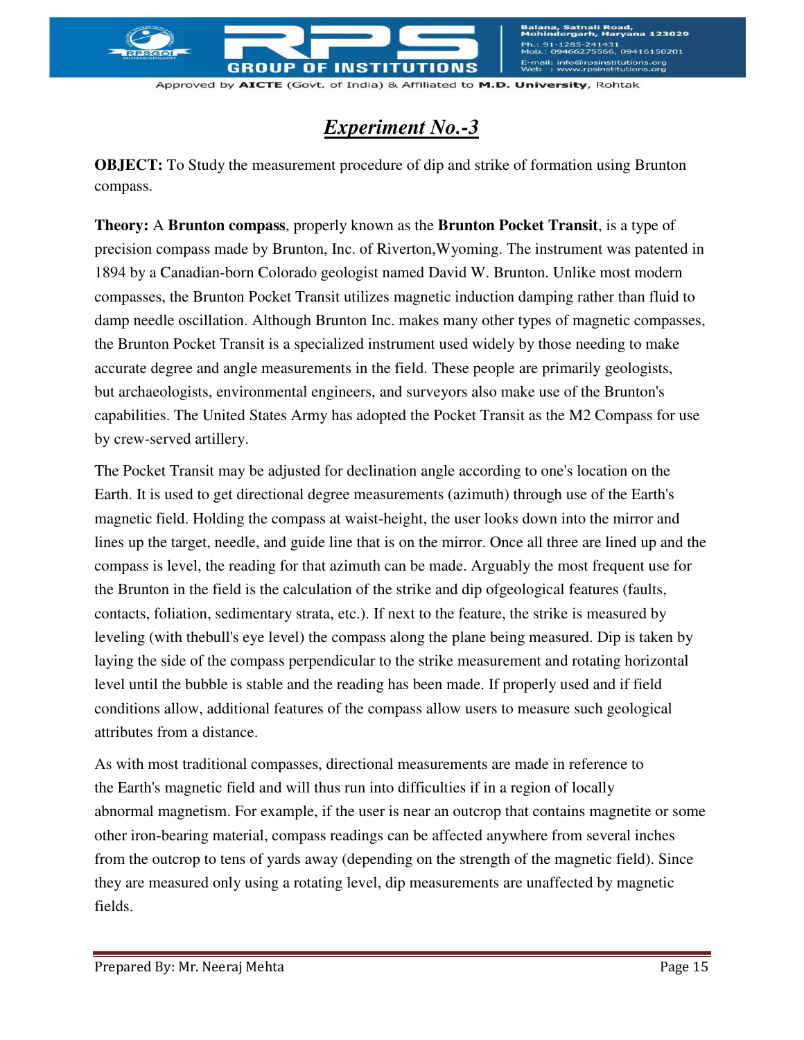# *Experiment No.-3*

**OBJECT:** To Study the measurement procedure of dip and strike of formation using Brunton compass.

**Theory:** A **Brunton compass**, properly known as the **Brunton Pocket Transit**, is a type of precision compass made by Brunton, Inc. of Riverton,Wyoming. The instrument was patented in 1894 by a Canadian-born Colorado geologist named David W. Brunton. Unlike most modern compasses, the Brunton Pocket Transit utilizes magnetic induction damping rather than fluid to damp needle oscillation. Although Brunton Inc. makes many other types of magnetic compasses, the Brunton Pocket Transit is a specialized instrument used widely by those needing to make accurate degree and angle measurements in the field. These people are primarily geologists, but archaeologists, environmental engineers, and surveyors also make use of the Brunton's capabilities. The United States Army has adopted the Pocket Transit as the M2 Compass for use by crew-served artillery.

The Pocket Transit may be adjusted for declination angle according to one's location on the Earth. It is used to get directional degree measurements (azimuth) through use of the Earth's magnetic field. Holding the compass at waist-height, the user looks down into the mirror and lines up the target, needle, and guide line that is on the mirror. Once all three are lined up and the compass is level, the reading for that azimuth can be made. Arguably the most frequent use for the Brunton in the field is the calculation of the strike and dip ofgeological features (faults, contacts, foliation, sedimentary strata, etc.). If next to the feature, the strike is measured by leveling (with thebull's eye level) the compass along the plane being measured. Dip is taken by laying the side of the compass perpendicular to the strike measurement and rotating horizontal level until the bubble is stable and the reading has been made. If properly used and if field conditions allow, additional features of the compass allow users to measure such geological attributes from a distance.

As with most traditional compasses, directional measurements are made in reference to the Earth's magnetic field and will thus run into difficulties if in a region of locally abnormal magnetism. For example, if the user is near an outcrop that contains magnetite or some other iron-bearing material, compass readings can be affected anywhere from several inches from the outcrop to tens of yards away (depending on the strength of the magnetic field). Since they are measured only using a rotating level, dip measurements are unaffected by magnetic fields.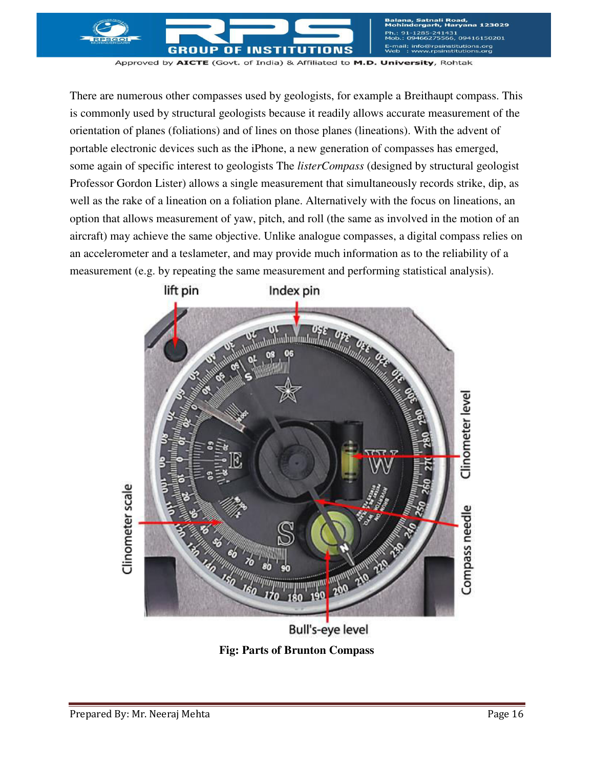There are numerous other compasses used by geologists, for example a Breithaupt compass. This is commonly used by structural geologists because it readily allows accurate measurement of the orientation of planes (foliations) and of lines on those planes (lineations). With the advent of portable electronic devices such as the iPhone, a new generation of compasses has emerged, some again of specific interest to geologists The *listerCompass* (designed by structural geologist Professor Gordon Lister) allows a single measurement that simultaneously records strike, dip, as well as the rake of a lineation on a foliation plane. Alternatively with the focus on lineations, an option that allows measurement of yaw, pitch, and roll (the same as involved in the motion of an aircraft) may achieve the same objective. Unlike analogue compasses, a digital compass relies on an accelerometer and a teslameter, and may provide much information as to the reliability of a measurement (e.g. by repeating the same measurement and performing statistical analysis).

**Fig: Parts of Brunton Compass**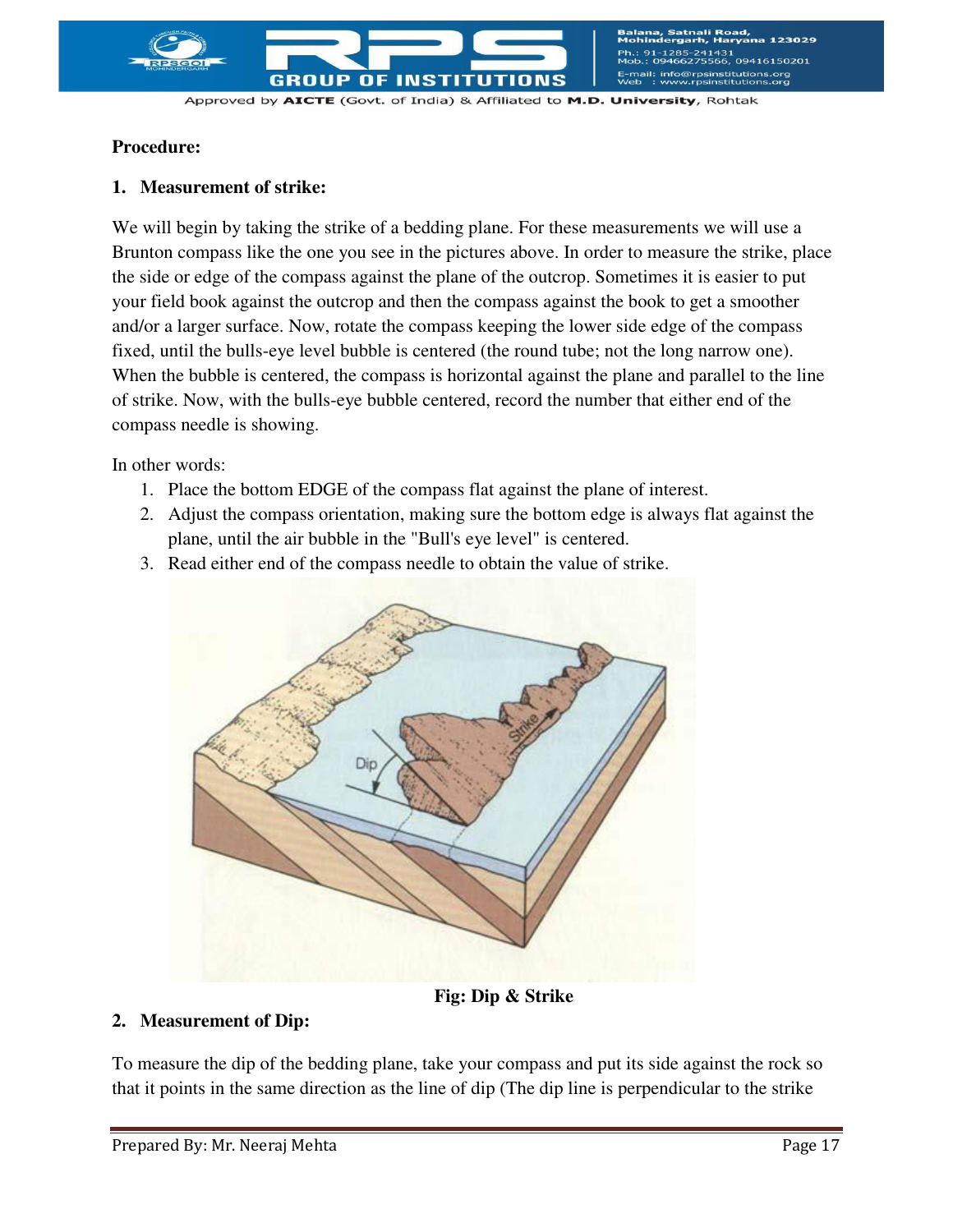**Procedure:**

**1. Measurement of strike:**

We will begin by taking the strike of a bedding plane. For these measurements we will use a Brunton compass like the one you see in the pictures above. In order to measure the strike, place the side or edge of the compass against the plane of the outcrop. Sometimes it is easier to put your field book against the outcrop and then the compass against the book to get a smoother and/or a larger surface. Now, rotate the compass keeping the lower side edge of the compass fixed, until the bulls-eye level bubble is centered (the round tube; not the long narrow one). When the bubble is centered, the compass is horizontal against the plane and parallel to the line of strike. Now, with the bulls-eye bubble centered, record the number that either end of the compass needle is showing.

In other words:

1. Place the bottom EDGE of the compass flat against the plane of interest.
2. Adjust the compass orientation, making sure the bottom edge is always flat against the plane, until the air bubble in the "Bull's eye level" is centered.
3. Read either end of the compass needle to obtain the value of strike.

**Fig: Dip & Strike**

**2. Measurement of Dip:**

To measure the dip of the bedding plane, take your compass and put its side against the rock so that it points in the same direction as the line of dip (The dip line is perpendicular to the strike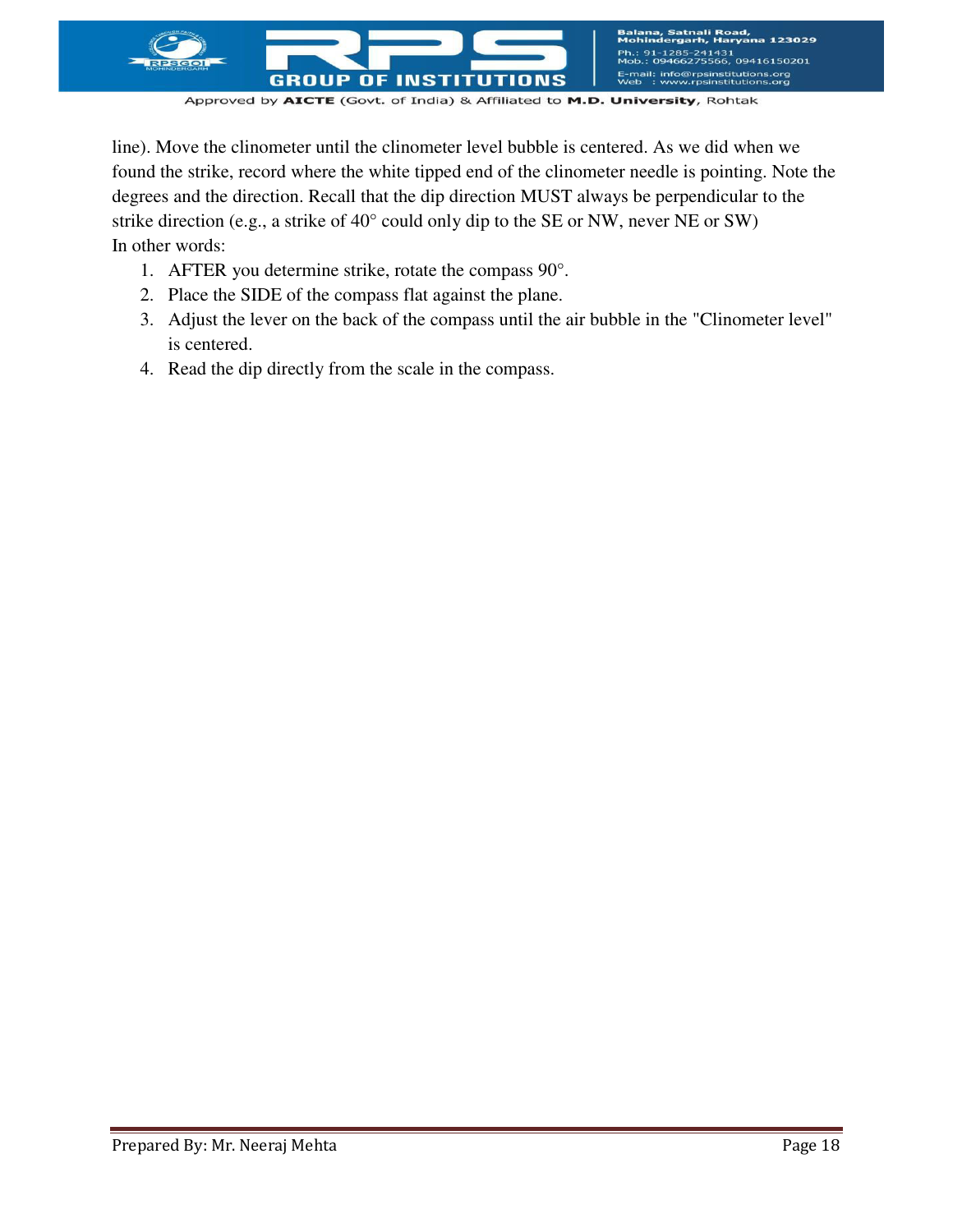line). Move the clinometer until the clinometer level bubble is centered. As we did when we found the strike, record where the white tipped end of the clinometer needle is pointing. Note the degrees and the direction. Recall that the dip direction MUST always be perpendicular to the strike direction (e.g., a strike of 40° could only dip to the SE or NW, never NE or SW)

In other words:

1. AFTER you determine strike, rotate the compass 90°.
2. Place the SIDE of the compass flat against the plane.
3. Adjust the lever on the back of the compass until the air bubble in the "Clinometer level" is centered.
4. Read the dip directly from the scale in the compass.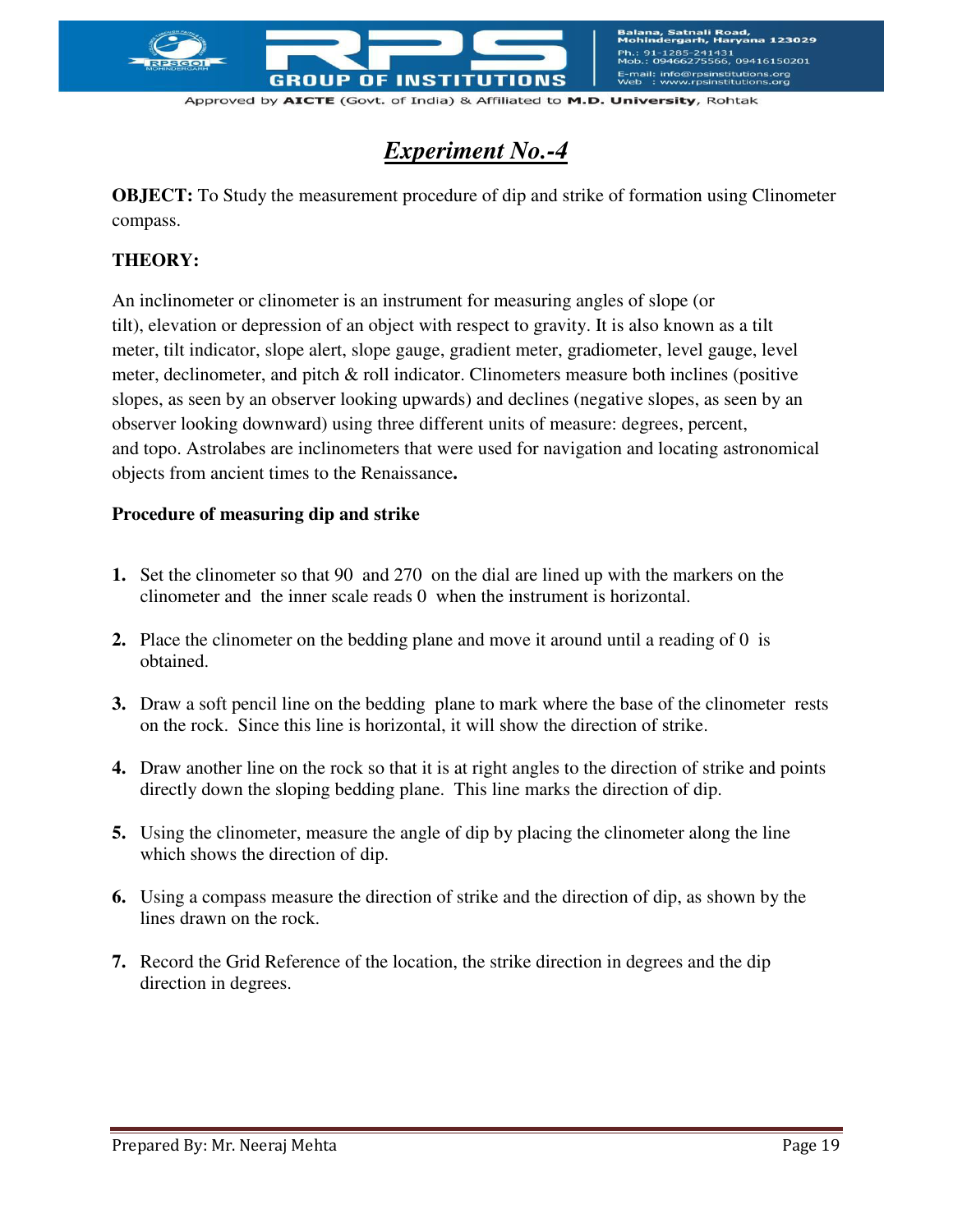# *Experiment No.-4*

**OBJECT:** To Study the measurement procedure of dip and strike of formation using Clinometer compass.

**THEORY:**

An inclinometer or clinometer is an instrument for measuring angles of slope (or tilt), elevation or depression of an object with respect to gravity. It is also known as a tilt meter, tilt indicator, slope alert, slope gauge, gradient meter, gradiometer, level gauge, level meter, declinometer, and pitch & roll indicator. Clinometers measure both inclines (positive slopes, as seen by an observer looking upwards) and declines (negative slopes, as seen by an observer looking downward) using three different units of measure: degrees, percent, and topo. Astrolabes are inclinometers that were used for navigation and locating astronomical objects from ancient times to the Renaissance**.**

**Procedure of measuring dip and strike**

1. Set the clinometer so that 90 and 270 on the dial are lined up with the markers on the clinometer and the inner scale reads 0 when the instrument is horizontal.

2. Place the clinometer on the bedding plane and move it around until a reading of 0 is obtained.

3. Draw a soft pencil line on the bedding plane to mark where the base of the clinometer rests on the rock. Since this line is horizontal, it will show the direction of strike.

4. Draw another line on the rock so that it is at right angles to the direction of strike and points directly down the sloping bedding plane. This line marks the direction of dip.

5. Using the clinometer, measure the angle of dip by placing the clinometer along the line which shows the direction of dip.

6. Using a compass measure the direction of strike and the direction of dip, as shown by the lines drawn on the rock.

7. Record the Grid Reference of the location, the strike direction in degrees and the dip direction in degrees.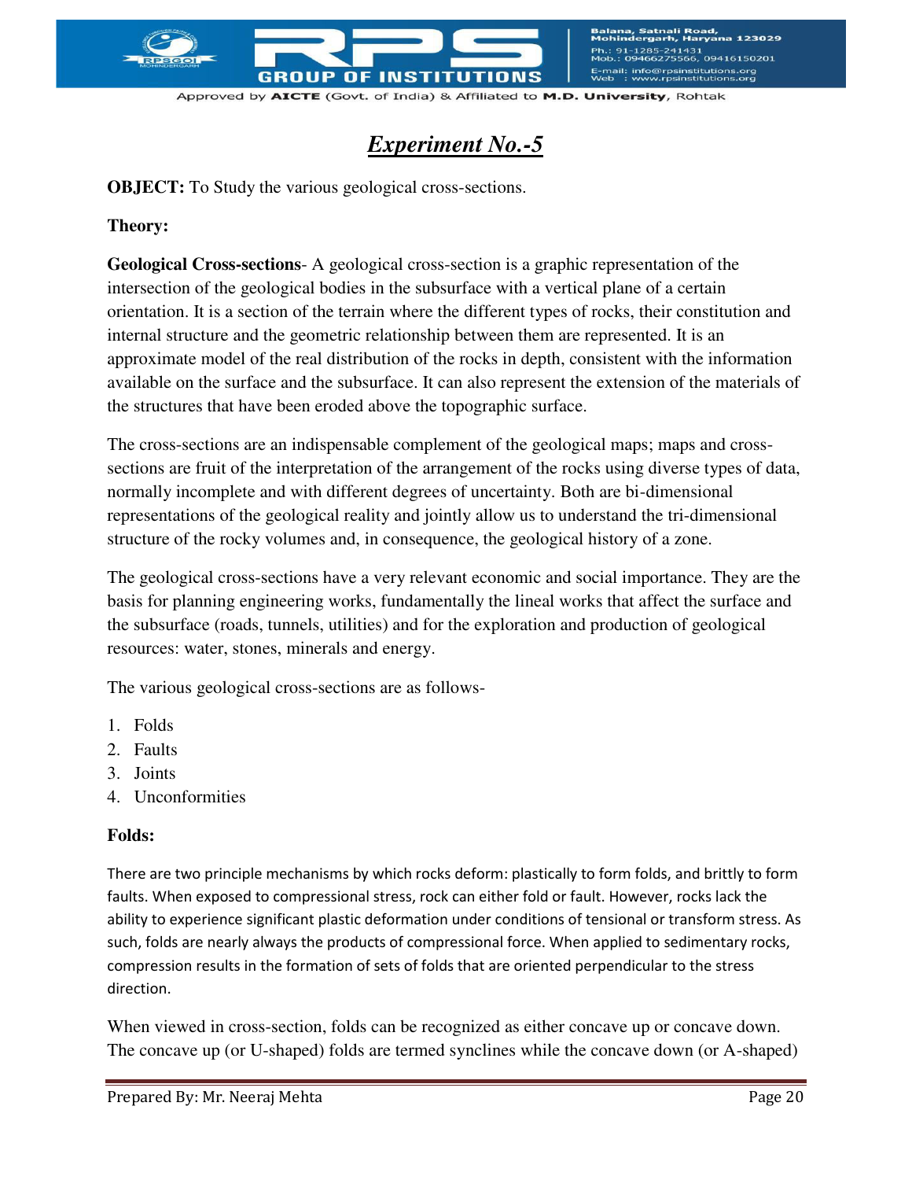# *Experiment No.-5*

**OBJECT:** To Study the various geological cross-sections.

**Theory:**

**Geological Cross-sections**- A geological cross-section is a graphic representation of the intersection of the geological bodies in the subsurface with a vertical plane of a certain orientation. It is a section of the terrain where the different types of rocks, their constitution and internal structure and the geometric relationship between them are represented. It is an approximate model of the real distribution of the rocks in depth, consistent with the information available on the surface and the subsurface. It can also represent the extension of the materials of the structures that have been eroded above the topographic surface.

The cross-sections are an indispensable complement of the geological maps; maps and cross-sections are fruit of the interpretation of the arrangement of the rocks using diverse types of data, normally incomplete and with different degrees of uncertainty. Both are bi-dimensional representations of the geological reality and jointly allow us to understand the tri-dimensional structure of the rocky volumes and, in consequence, the geological history of a zone.

The geological cross-sections have a very relevant economic and social importance. They are the basis for planning engineering works, fundamentally the lineal works that affect the surface and the subsurface (roads, tunnels, utilities) and for the exploration and production of geological resources: water, stones, minerals and energy.

The various geological cross-sections are as follows-

1. Folds
2. Faults
3. Joints
4. Unconformities

**Folds:**

There are two principle mechanisms by which rocks deform: plastically to form folds, and brittly to form faults. When exposed to compressional stress, rock can either fold or fault. However, rocks lack the ability to experience significant plastic deformation under conditions of tensional or transform stress. As such, folds are nearly always the products of compressional force. When applied to sedimentary rocks, compression results in the formation of sets of folds that are oriented perpendicular to the stress direction.

When viewed in cross-section, folds can be recognized as either concave up or concave down. The concave up (or U-shaped) folds are termed synclines while the concave down (or A-shaped)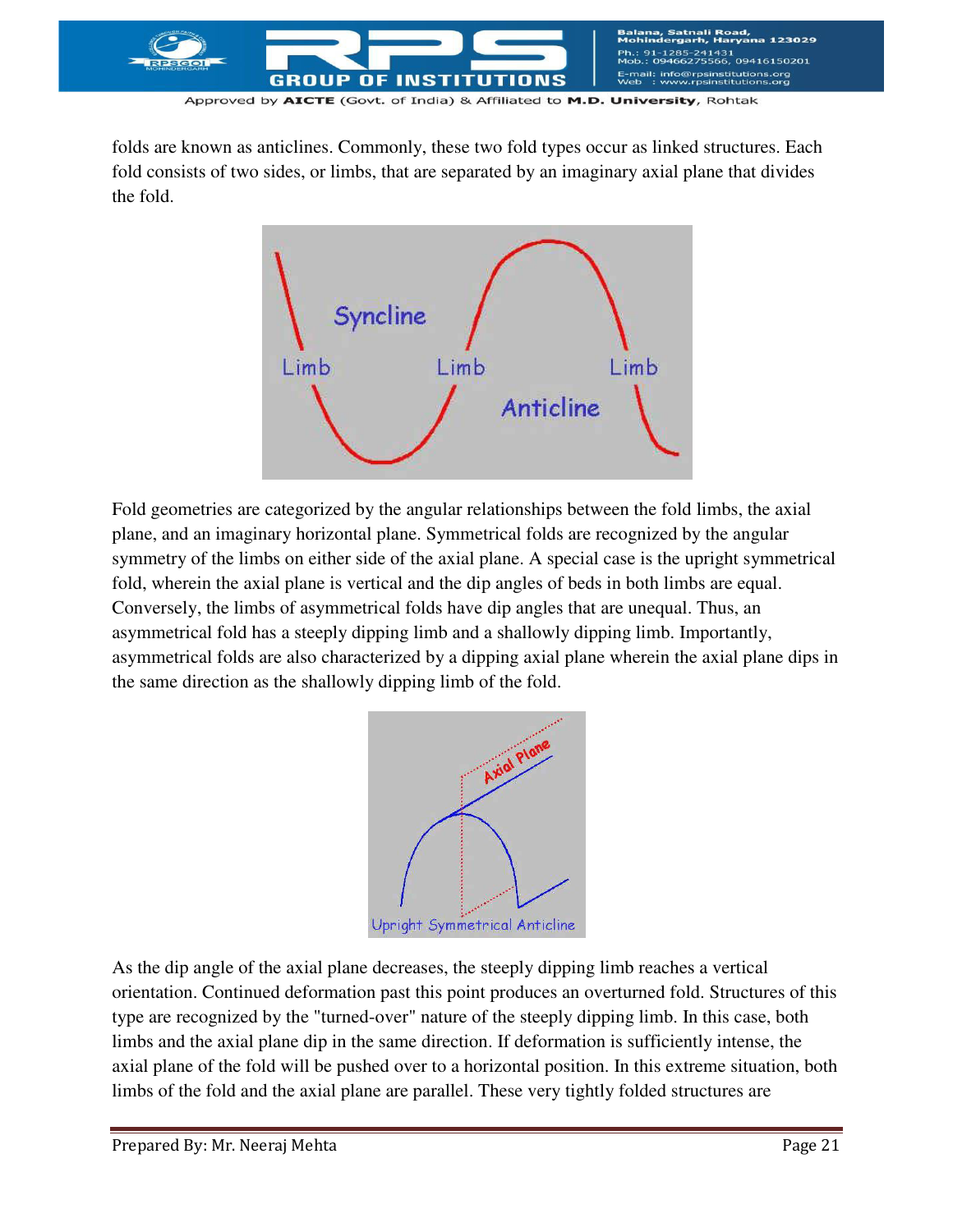folds are known as anticlines. Commonly, these two fold types occur as linked structures. Each fold consists of two sides, or limbs, that are separated by an imaginary axial plane that divides the fold.

Fold geometries are categorized by the angular relationships between the fold limbs, the axial plane, and an imaginary horizontal plane. Symmetrical folds are recognized by the angular symmetry of the limbs on either side of the axial plane. A special case is the upright symmetrical fold, wherein the axial plane is vertical and the dip angles of beds in both limbs are equal. Conversely, the limbs of asymmetrical folds have dip angles that are unequal. Thus, an asymmetrical fold has a steeply dipping limb and a shallowly dipping limb. Importantly, asymmetrical folds are also characterized by a dipping axial plane wherein the axial plane dips in the same direction as the shallowly dipping limb of the fold.

As the dip angle of the axial plane decreases, the steeply dipping limb reaches a vertical orientation. Continued deformation past this point produces an overturned fold. Structures of this type are recognized by the "turned-over" nature of the steeply dipping limb. In this case, both limbs and the axial plane dip in the same direction. If deformation is sufficiently intense, the axial plane of the fold will be pushed over to a horizontal position. In this extreme situation, both limbs of the fold and the axial plane are parallel. These very tightly folded structures are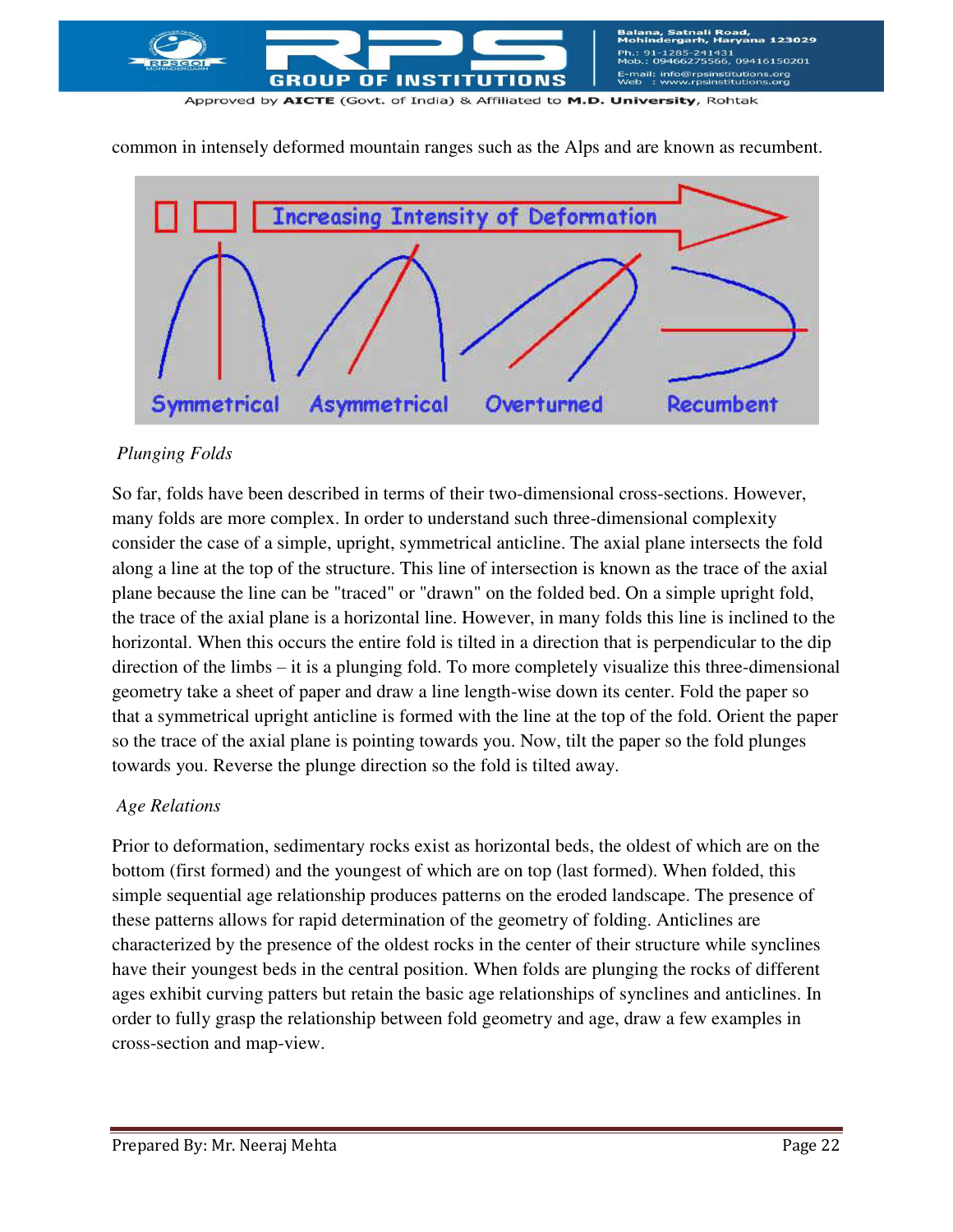common in intensely deformed mountain ranges such as the Alps and are known as recumbent.

*Plunging Folds*

So far, folds have been described in terms of their two-dimensional cross-sections. However, many folds are more complex. In order to understand such three-dimensional complexity consider the case of a simple, upright, symmetrical anticline. The axial plane intersects the fold along a line at the top of the structure. This line of intersection is known as the trace of the axial plane because the line can be "traced" or "drawn" on the folded bed. On a simple upright fold, the trace of the axial plane is a horizontal line. However, in many folds this line is inclined to the horizontal. When this occurs the entire fold is tilted in a direction that is perpendicular to the dip direction of the limbs – it is a plunging fold. To more completely visualize this three-dimensional geometry take a sheet of paper and draw a line length-wise down its center. Fold the paper so that a symmetrical upright anticline is formed with the line at the top of the fold. Orient the paper so the trace of the axial plane is pointing towards you. Now, tilt the paper so the fold plunges towards you. Reverse the plunge direction so the fold is tilted away.

*Age Relations*

Prior to deformation, sedimentary rocks exist as horizontal beds, the oldest of which are on the bottom (first formed) and the youngest of which are on top (last formed). When folded, this simple sequential age relationship produces patterns on the eroded landscape. The presence of these patterns allows for rapid determination of the geometry of folding. Anticlines are characterized by the presence of the oldest rocks in the center of their structure while synclines have their youngest beds in the central position. When folds are plunging the rocks of different ages exhibit curving patters but retain the basic age relationships of synclines and anticlines. In order to fully grasp the relationship between fold geometry and age, draw a few examples in cross-section and map-view.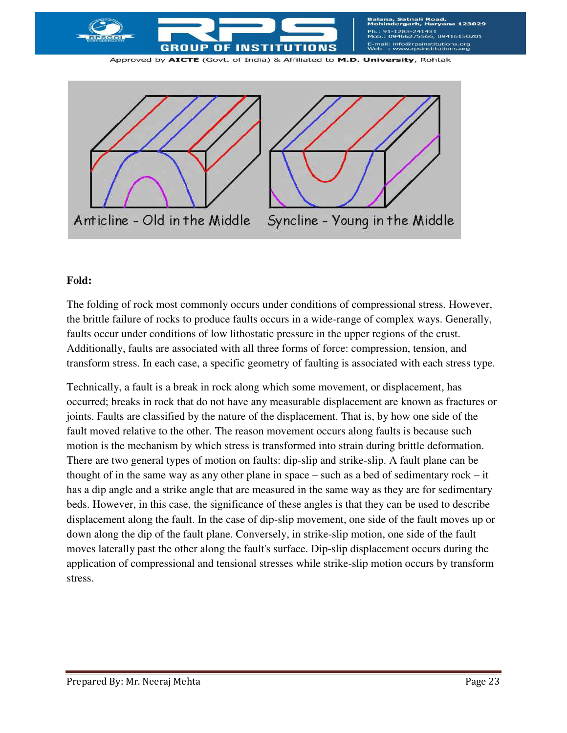**Fold:**

The folding of rock most commonly occurs under conditions of compressional stress. However, the brittle failure of rocks to produce faults occurs in a wide-range of complex ways. Generally, faults occur under conditions of low lithostatic pressure in the upper regions of the crust. Additionally, faults are associated with all three forms of force: compression, tension, and transform stress. In each case, a specific geometry of faulting is associated with each stress type.

Technically, a fault is a break in rock along which some movement, or displacement, has occurred; breaks in rock that do not have any measurable displacement are known as fractures or joints. Faults are classified by the nature of the displacement. That is, by how one side of the fault moved relative to the other. The reason movement occurs along faults is because such motion is the mechanism by which stress is transformed into strain during brittle deformation. There are two general types of motion on faults: dip-slip and strike-slip. A fault plane can be thought of in the same way as any other plane in space – such as a bed of sedimentary rock – it has a dip angle and a strike angle that are measured in the same way as they are for sedimentary beds. However, in this case, the significance of these angles is that they can be used to describe displacement along the fault. In the case of dip-slip movement, one side of the fault moves up or down along the dip of the fault plane. Conversely, in strike-slip motion, one side of the fault moves laterally past the other along the fault's surface. Dip-slip displacement occurs during the application of compressional and tensional stresses while strike-slip motion occurs by transform stress.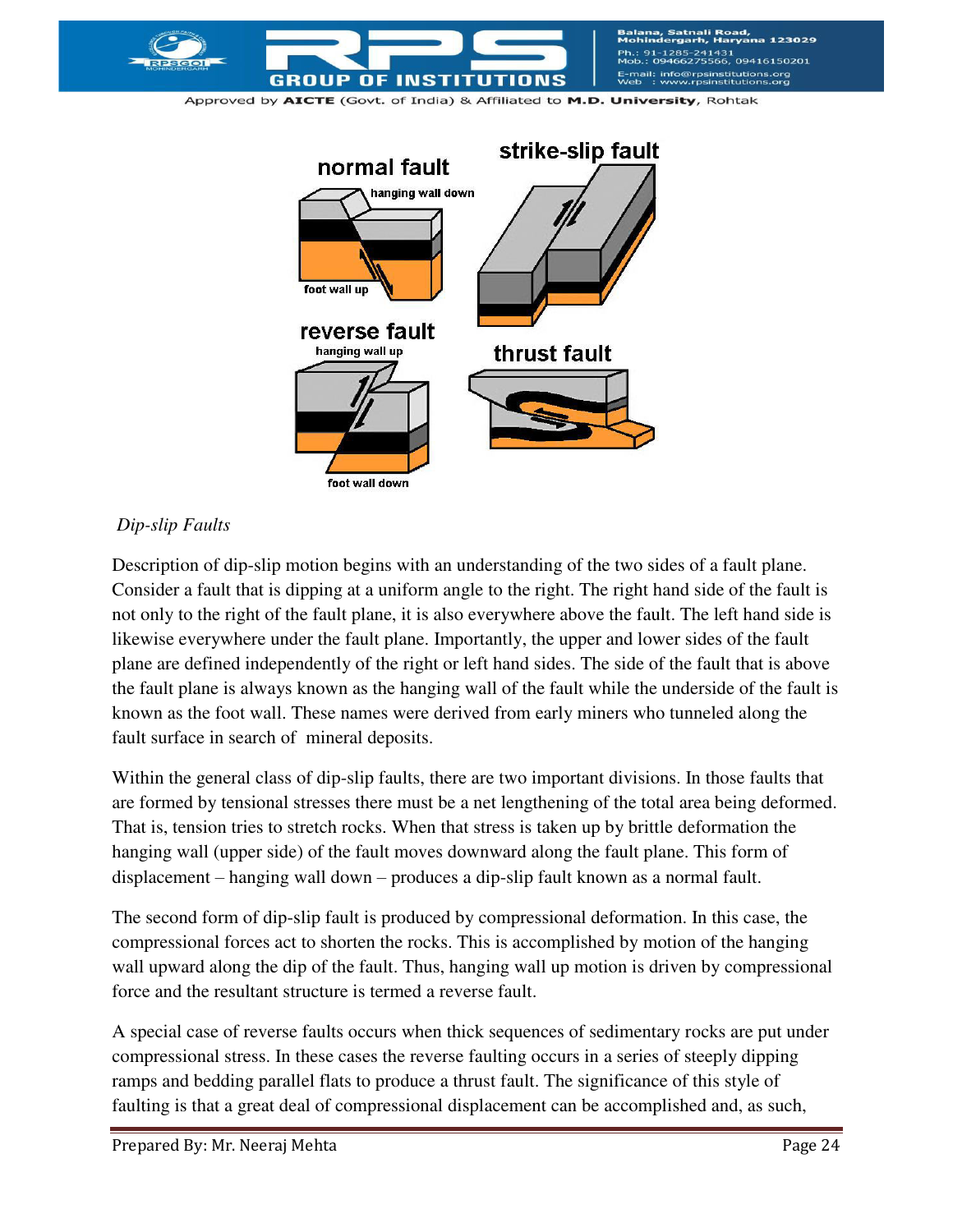*Dip-slip Faults*

Description of dip-slip motion begins with an understanding of the two sides of a fault plane. Consider a fault that is dipping at a uniform angle to the right. The right hand side of the fault is not only to the right of the fault plane, it is also everywhere above the fault. The left hand side is likewise everywhere under the fault plane. Importantly, the upper and lower sides of the fault plane are defined independently of the right or left hand sides. The side of the fault that is above the fault plane is always known as the hanging wall of the fault while the underside of the fault is known as the foot wall. These names were derived from early miners who tunneled along the fault surface in search of mineral deposits.

Within the general class of dip-slip faults, there are two important divisions. In those faults that are formed by tensional stresses there must be a net lengthening of the total area being deformed. That is, tension tries to stretch rocks. When that stress is taken up by brittle deformation the hanging wall (upper side) of the fault moves downward along the fault plane. This form of displacement – hanging wall down – produces a dip-slip fault known as a normal fault.

The second form of dip-slip fault is produced by compressional deformation. In this case, the compressional forces act to shorten the rocks. This is accomplished by motion of the hanging wall upward along the dip of the fault. Thus, hanging wall up motion is driven by compressional force and the resultant structure is termed a reverse fault.

A special case of reverse faults occurs when thick sequences of sedimentary rocks are put under compressional stress. In these cases the reverse faulting occurs in a series of steeply dipping ramps and bedding parallel flats to produce a thrust fault. The significance of this style of faulting is that a great deal of compressional displacement can be accomplished and, as such,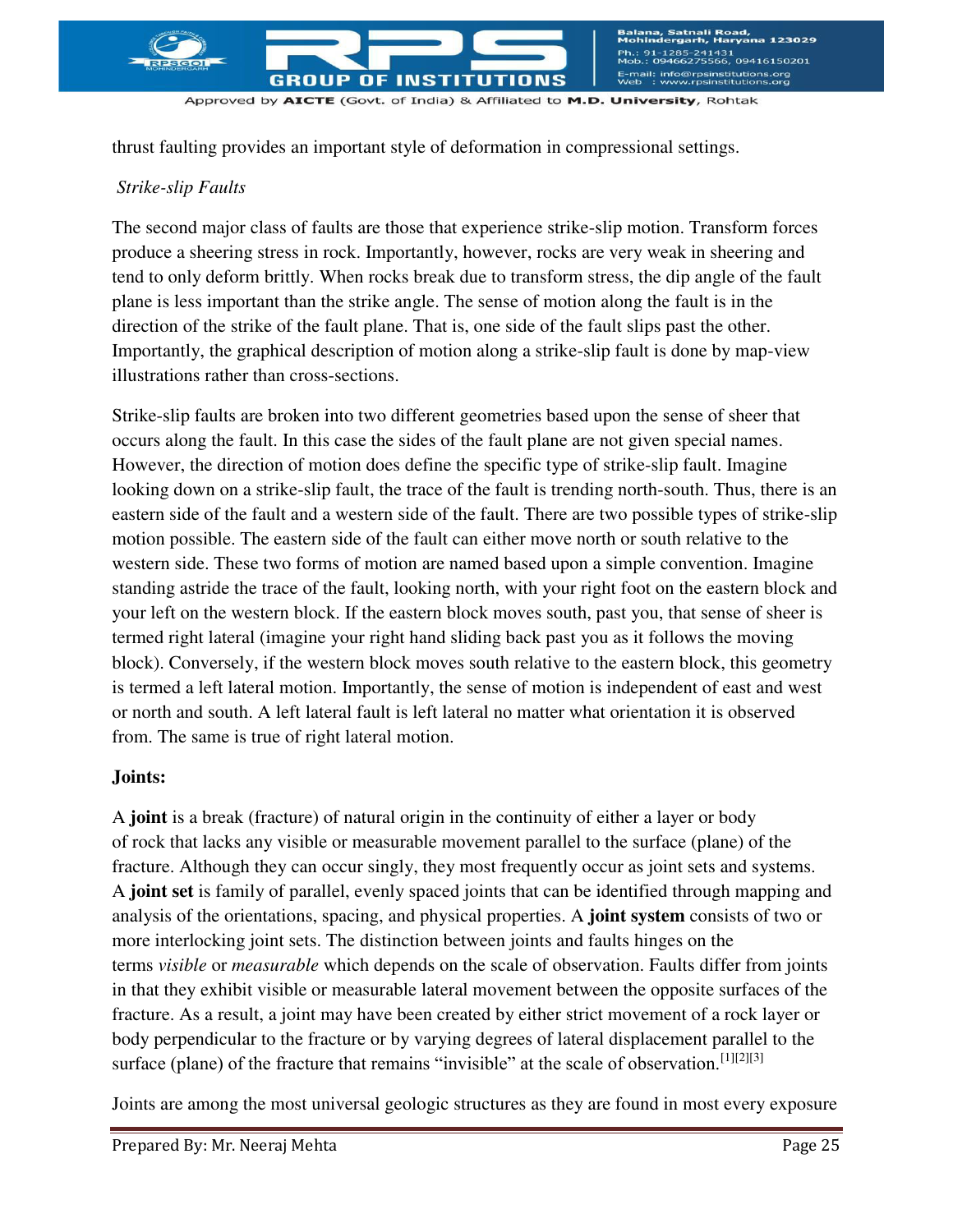thrust faulting provides an important style of deformation in compressional settings.

*Strike-slip Faults*

The second major class of faults are those that experience strike-slip motion. Transform forces produce a sheering stress in rock. Importantly, however, rocks are very weak in sheering and tend to only deform brittly. When rocks break due to transform stress, the dip angle of the fault plane is less important than the strike angle. The sense of motion along the fault is in the direction of the strike of the fault plane. That is, one side of the fault slips past the other. Importantly, the graphical description of motion along a strike-slip fault is done by map-view illustrations rather than cross-sections.

Strike-slip faults are broken into two different geometries based upon the sense of sheer that occurs along the fault. In this case the sides of the fault plane are not given special names. However, the direction of motion does define the specific type of strike-slip fault. Imagine looking down on a strike-slip fault, the trace of the fault is trending north-south. Thus, there is an eastern side of the fault and a western side of the fault. There are two possible types of strike-slip motion possible. The eastern side of the fault can either move north or south relative to the western side. These two forms of motion are named based upon a simple convention. Imagine standing astride the trace of the fault, looking north, with your right foot on the eastern block and your left on the western block. If the eastern block moves south, past you, that sense of sheer is termed right lateral (imagine your right hand sliding back past you as it follows the moving block). Conversely, if the western block moves south relative to the eastern block, this geometry is termed a left lateral motion. Importantly, the sense of motion is independent of east and west or north and south. A left lateral fault is left lateral no matter what orientation it is observed from. The same is true of right lateral motion.

**Joints:**

A **joint** is a break (fracture) of natural origin in the continuity of either a layer or body of rock that lacks any visible or measurable movement parallel to the surface (plane) of the fracture. Although they can occur singly, they most frequently occur as joint sets and systems. A **joint set** is family of parallel, evenly spaced joints that can be identified through mapping and analysis of the orientations, spacing, and physical properties. A **joint system** consists of two or more interlocking joint sets. The distinction between joints and faults hinges on the terms *visible* or *measurable* which depends on the scale of observation. Faults differ from joints in that they exhibit visible or measurable lateral movement between the opposite surfaces of the fracture. As a result, a joint may have been created by either strict movement of a rock layer or body perpendicular to the fracture or by varying degrees of lateral displacement parallel to the surface (plane) of the fracture that remains "invisible" at the scale of observation.[1][2][3]

Joints are among the most universal geologic structures as they are found in most every exposure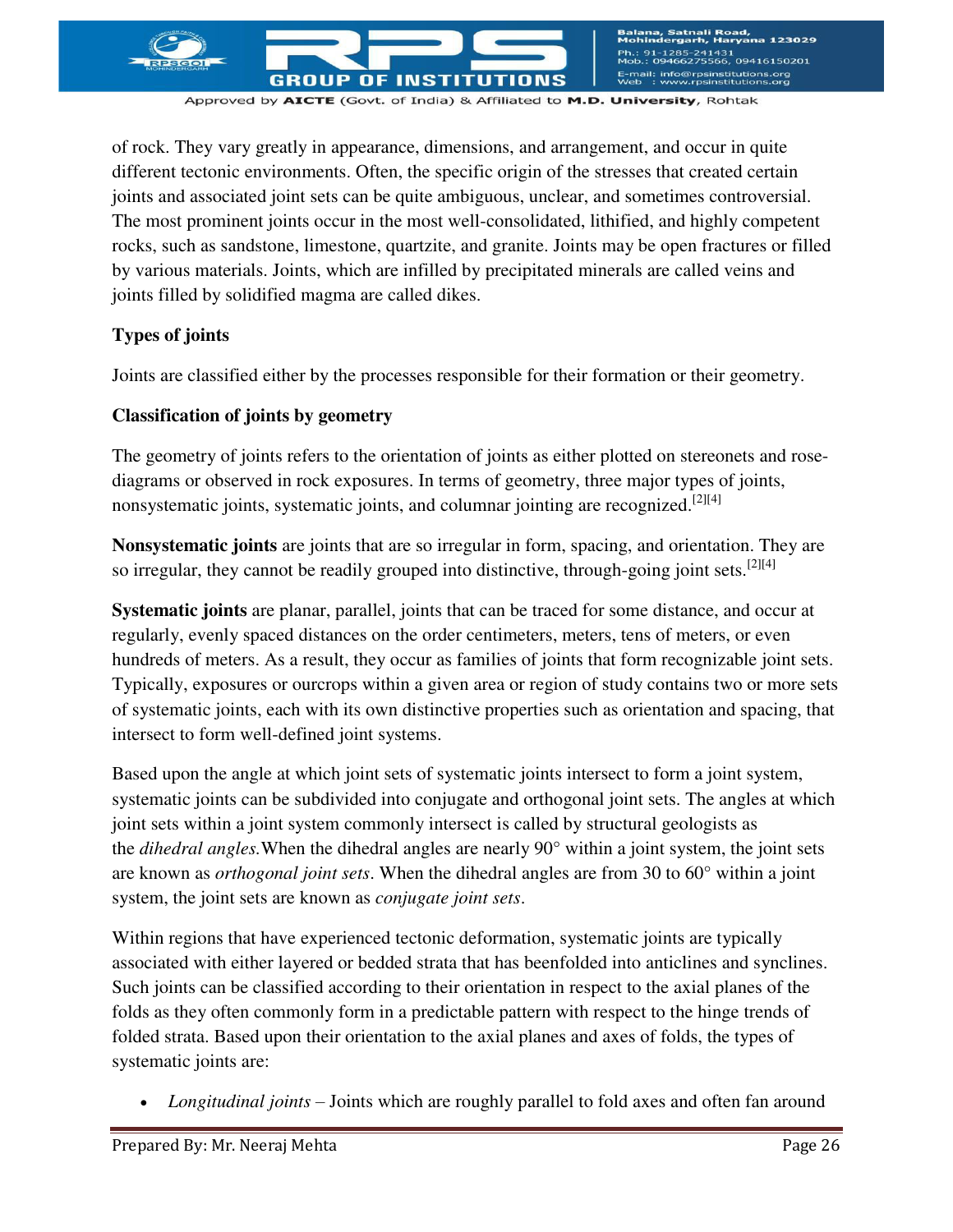of rock. They vary greatly in appearance, dimensions, and arrangement, and occur in quite different tectonic environments. Often, the specific origin of the stresses that created certain joints and associated joint sets can be quite ambiguous, unclear, and sometimes controversial. The most prominent joints occur in the most well-consolidated, lithified, and highly competent rocks, such as sandstone, limestone, quartzite, and granite. Joints may be open fractures or filled by various materials. Joints, which are infilled by precipitated minerals are called veins and joints filled by solidified magma are called dikes.

**Types of joints**

Joints are classified either by the processes responsible for their formation or their geometry.

**Classification of joints by geometry**

The geometry of joints refers to the orientation of joints as either plotted on stereonets and rose-diagrams or observed in rock exposures. In terms of geometry, three major types of joints, nonsystematic joints, systematic joints, and columnar jointing are recognized.[2][4]

**Nonsystematic joints** are joints that are so irregular in form, spacing, and orientation. They are so irregular, they cannot be readily grouped into distinctive, through-going joint sets.[2][4]

**Systematic joints** are planar, parallel, joints that can be traced for some distance, and occur at regularly, evenly spaced distances on the order centimeters, meters, tens of meters, or even hundreds of meters. As a result, they occur as families of joints that form recognizable joint sets. Typically, exposures or ourcrops within a given area or region of study contains two or more sets of systematic joints, each with its own distinctive properties such as orientation and spacing, that intersect to form well-defined joint systems.

Based upon the angle at which joint sets of systematic joints intersect to form a joint system, systematic joints can be subdivided into conjugate and orthogonal joint sets. The angles at which joint sets within a joint system commonly intersect is called by structural geologists as the *dihedral angles.* When the dihedral angles are nearly 90° within a joint system, the joint sets are known as *orthogonal joint sets*. When the dihedral angles are from 30 to 60° within a joint system, the joint sets are known as *conjugate joint sets*.

Within regions that have experienced tectonic deformation, systematic joints are typically associated with either layered or bedded strata that has beenfolded into anticlines and synclines. Such joints can be classified according to their orientation in respect to the axial planes of the folds as they often commonly form in a predictable pattern with respect to the hinge trends of folded strata. Based upon their orientation to the axial planes and axes of folds, the types of systematic joints are:

- *Longitudinal joints* – Joints which are roughly parallel to fold axes and often fan around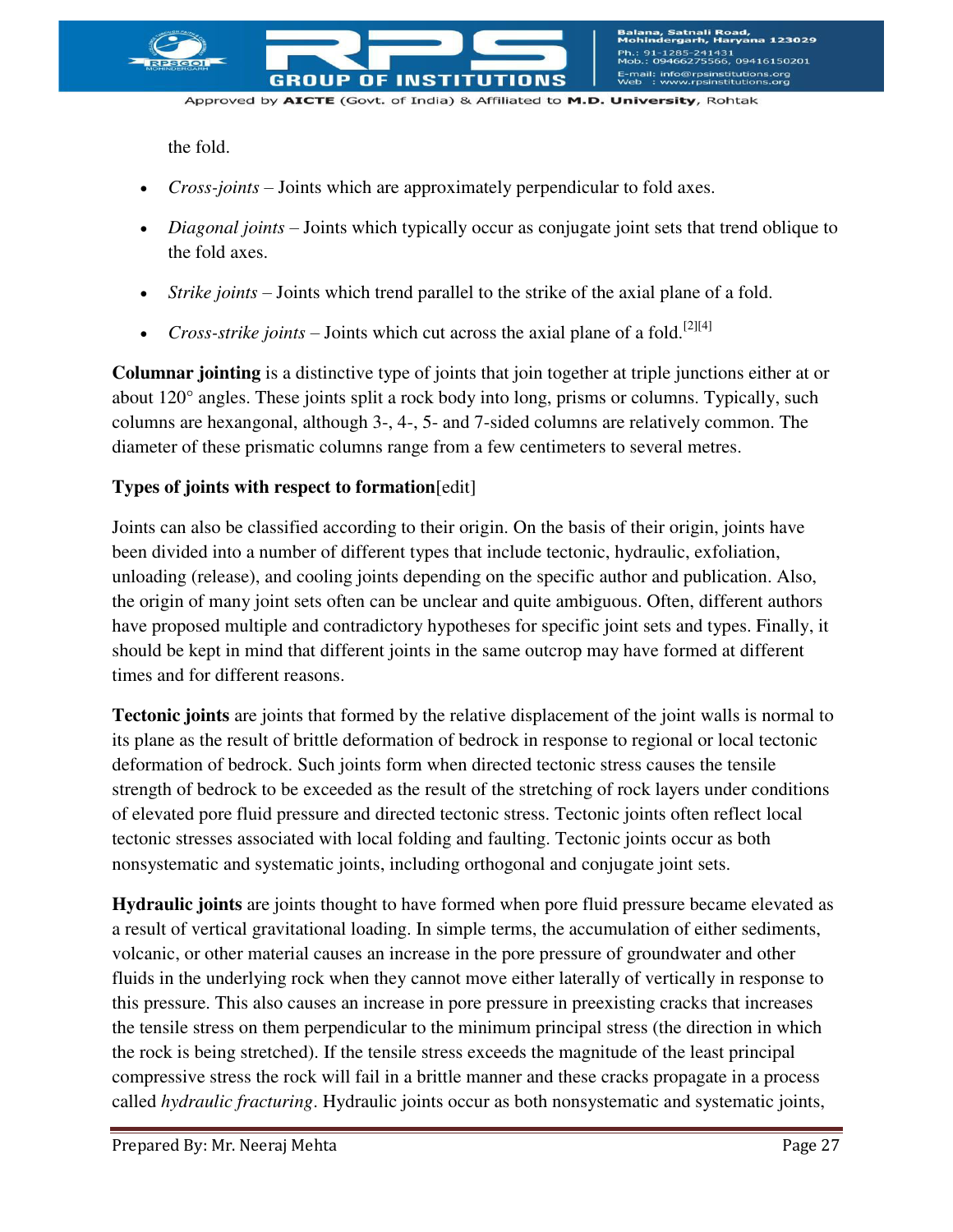the fold.

- *Cross-joints* – Joints which are approximately perpendicular to fold axes.
- *Diagonal joints* – Joints which typically occur as conjugate joint sets that trend oblique to the fold axes.
- *Strike joints* – Joints which trend parallel to the strike of the axial plane of a fold.
- *Cross-strike joints* – Joints which cut across the axial plane of a fold.[2][4]

**Columnar jointing** is a distinctive type of joints that join together at triple junctions either at or about 120° angles. These joints split a rock body into long, prisms or columns. Typically, such columns are hexangonal, although 3-, 4-, 5- and 7-sided columns are relatively common. The diameter of these prismatic columns range from a few centimeters to several metres.

**Types of joints with respect to formation**[edit]

Joints can also be classified according to their origin. On the basis of their origin, joints have been divided into a number of different types that include tectonic, hydraulic, exfoliation, unloading (release), and cooling joints depending on the specific author and publication. Also, the origin of many joint sets often can be unclear and quite ambiguous. Often, different authors have proposed multiple and contradictory hypotheses for specific joint sets and types. Finally, it should be kept in mind that different joints in the same outcrop may have formed at different times and for different reasons.

**Tectonic joints** are joints that formed by the relative displacement of the joint walls is normal to its plane as the result of brittle deformation of bedrock in response to regional or local tectonic deformation of bedrock. Such joints form when directed tectonic stress causes the tensile strength of bedrock to be exceeded as the result of the stretching of rock layers under conditions of elevated pore fluid pressure and directed tectonic stress. Tectonic joints often reflect local tectonic stresses associated with local folding and faulting. Tectonic joints occur as both nonsystematic and systematic joints, including orthogonal and conjugate joint sets.

**Hydraulic joints** are joints thought to have formed when pore fluid pressure became elevated as a result of vertical gravitational loading. In simple terms, the accumulation of either sediments, volcanic, or other material causes an increase in the pore pressure of groundwater and other fluids in the underlying rock when they cannot move either laterally of vertically in response to this pressure. This also causes an increase in pore pressure in preexisting cracks that increases the tensile stress on them perpendicular to the minimum principal stress (the direction in which the rock is being stretched). If the tensile stress exceeds the magnitude of the least principal compressive stress the rock will fail in a brittle manner and these cracks propagate in a process called *hydraulic fracturing*. Hydraulic joints occur as both nonsystematic and systematic joints,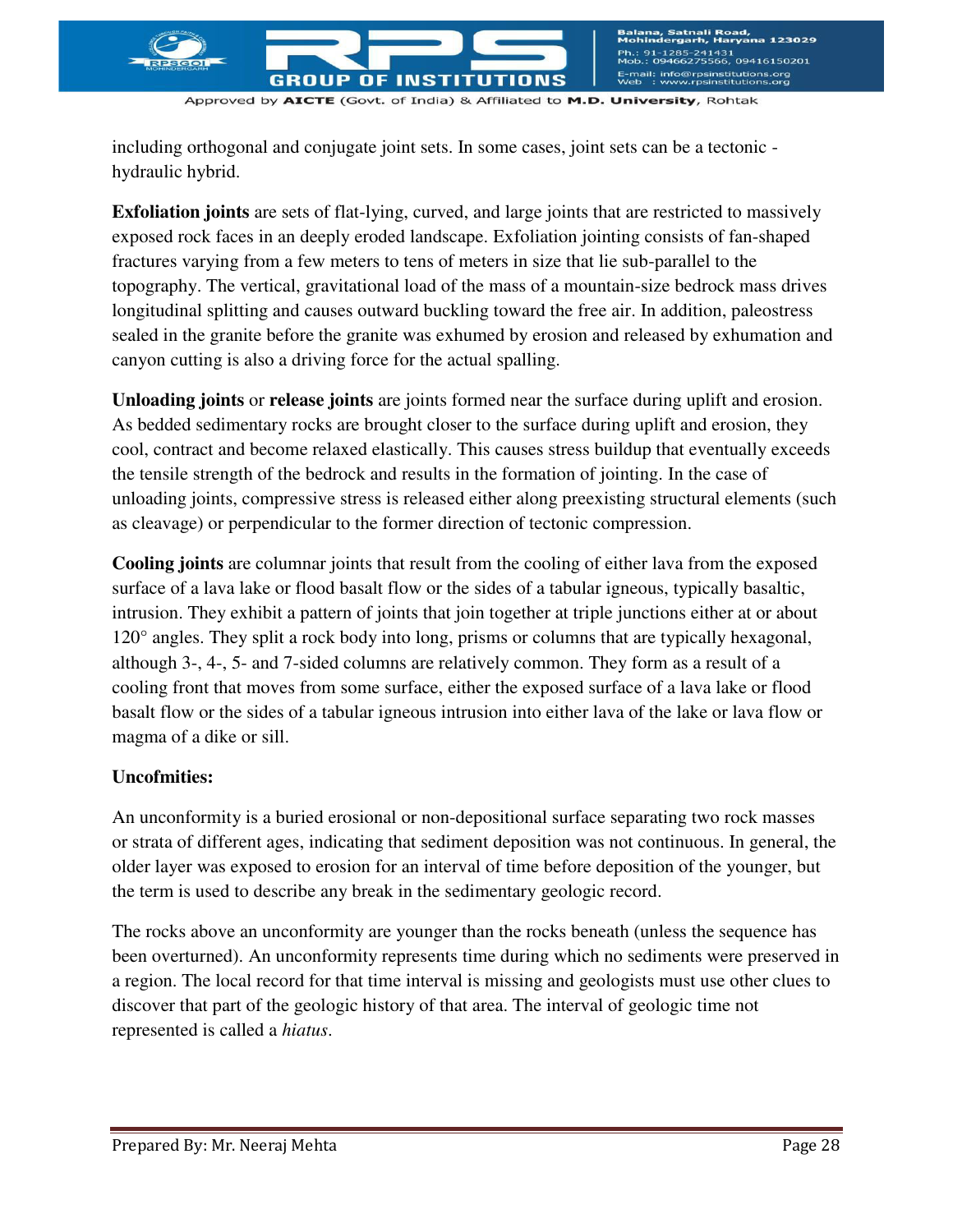including orthogonal and conjugate joint sets. In some cases, joint sets can be a tectonic - hydraulic hybrid.

**Exfoliation joints** are sets of flat-lying, curved, and large joints that are restricted to massively exposed rock faces in an deeply eroded landscape. Exfoliation jointing consists of fan-shaped fractures varying from a few meters to tens of meters in size that lie sub-parallel to the topography. The vertical, gravitational load of the mass of a mountain-size bedrock mass drives longitudinal splitting and causes outward buckling toward the free air. In addition, paleostress sealed in the granite before the granite was exhumed by erosion and released by exhumation and canyon cutting is also a driving force for the actual spalling.

**Unloading joints** or **release joints** are joints formed near the surface during uplift and erosion. As bedded sedimentary rocks are brought closer to the surface during uplift and erosion, they cool, contract and become relaxed elastically. This causes stress buildup that eventually exceeds the tensile strength of the bedrock and results in the formation of jointing. In the case of unloading joints, compressive stress is released either along preexisting structural elements (such as cleavage) or perpendicular to the former direction of tectonic compression.

**Cooling joints** are columnar joints that result from the cooling of either lava from the exposed surface of a lava lake or flood basalt flow or the sides of a tabular igneous, typically basaltic, intrusion. They exhibit a pattern of joints that join together at triple junctions either at or about 120° angles. They split a rock body into long, prisms or columns that are typically hexagonal, although 3-, 4-, 5- and 7-sided columns are relatively common. They form as a result of a cooling front that moves from some surface, either the exposed surface of a lava lake or flood basalt flow or the sides of a tabular igneous intrusion into either lava of the lake or lava flow or magma of a dike or sill.

**Uncofmities:**

An unconformity is a buried erosional or non-depositional surface separating two rock masses or strata of different ages, indicating that sediment deposition was not continuous. In general, the older layer was exposed to erosion for an interval of time before deposition of the younger, but the term is used to describe any break in the sedimentary geologic record.

The rocks above an unconformity are younger than the rocks beneath (unless the sequence has been overturned). An unconformity represents time during which no sediments were preserved in a region. The local record for that time interval is missing and geologists must use other clues to discover that part of the geologic history of that area. The interval of geologic time not represented is called a *hiatus*.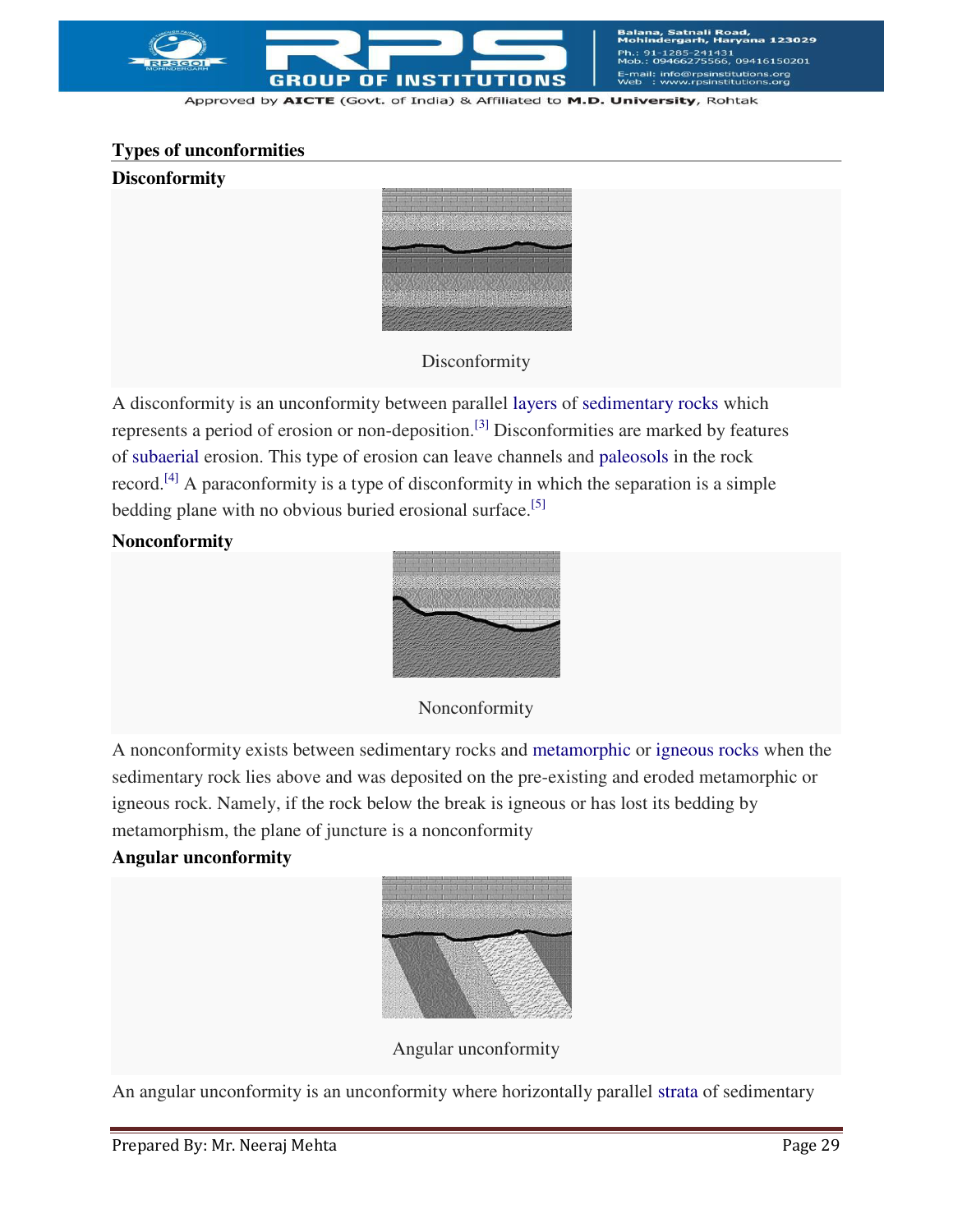## Types of unconformities

### Disconformity

Disconformity

A disconformity is an unconformity between parallel layers of sedimentary rocks which represents a period of erosion or non-deposition.[3] Disconformities are marked by features of subaerial erosion. This type of erosion can leave channels and paleosols in the rock record.[4] A paraconformity is a type of disconformity in which the separation is a simple bedding plane with no obvious buried erosional surface.[5]

### Nonconformity

Nonconformity

A nonconformity exists between sedimentary rocks and metamorphic or igneous rocks when the sedimentary rock lies above and was deposited on the pre-existing and eroded metamorphic or igneous rock. Namely, if the rock below the break is igneous or has lost its bedding by metamorphism, the plane of juncture is a nonconformity

### Angular unconformity

Angular unconformity

An angular unconformity is an unconformity where horizontally parallel strata of sedimentary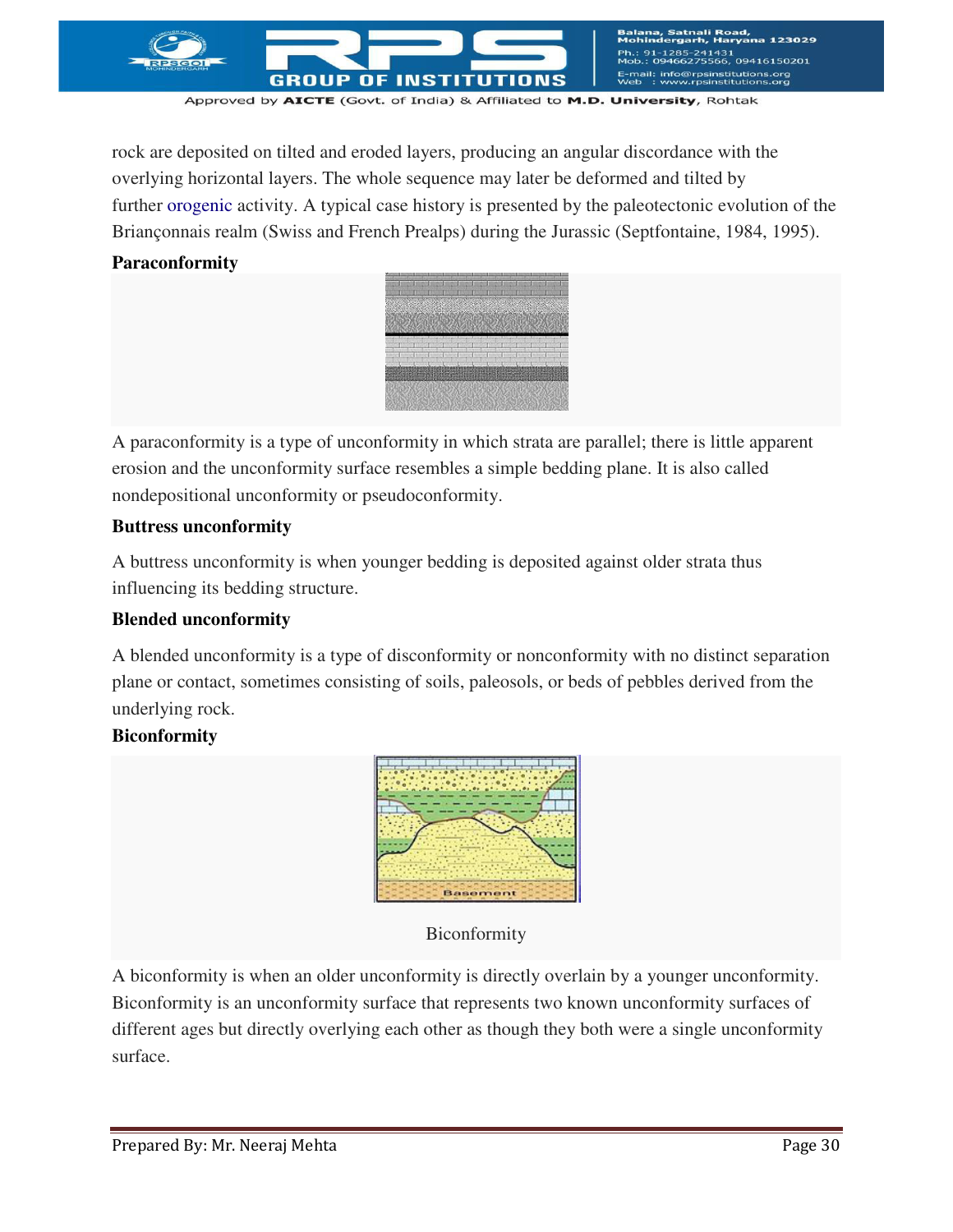rock are deposited on tilted and eroded layers, producing an angular discordance with the overlying horizontal layers. The whole sequence may later be deformed and tilted by further orogenic activity. A typical case history is presented by the paleotectonic evolution of the Briançonnais realm (Swiss and French Prealps) during the Jurassic (Septfontaine, 1984, 1995).

**Paraconformity**

A paraconformity is a type of unconformity in which strata are parallel; there is little apparent erosion and the unconformity surface resembles a simple bedding plane. It is also called nondepositional unconformity or pseudoconformity.

**Buttress unconformity**

A buttress unconformity is when younger bedding is deposited against older strata thus influencing its bedding structure.

**Blended unconformity**

A blended unconformity is a type of disconformity or nonconformity with no distinct separation plane or contact, sometimes consisting of soils, paleosols, or beds of pebbles derived from the underlying rock.

**Biconformity**

Biconformity

A biconformity is when an older unconformity is directly overlain by a younger unconformity. Biconformity is an unconformity surface that represents two known unconformity surfaces of different ages but directly overlying each other as though they both were a single unconformity surface.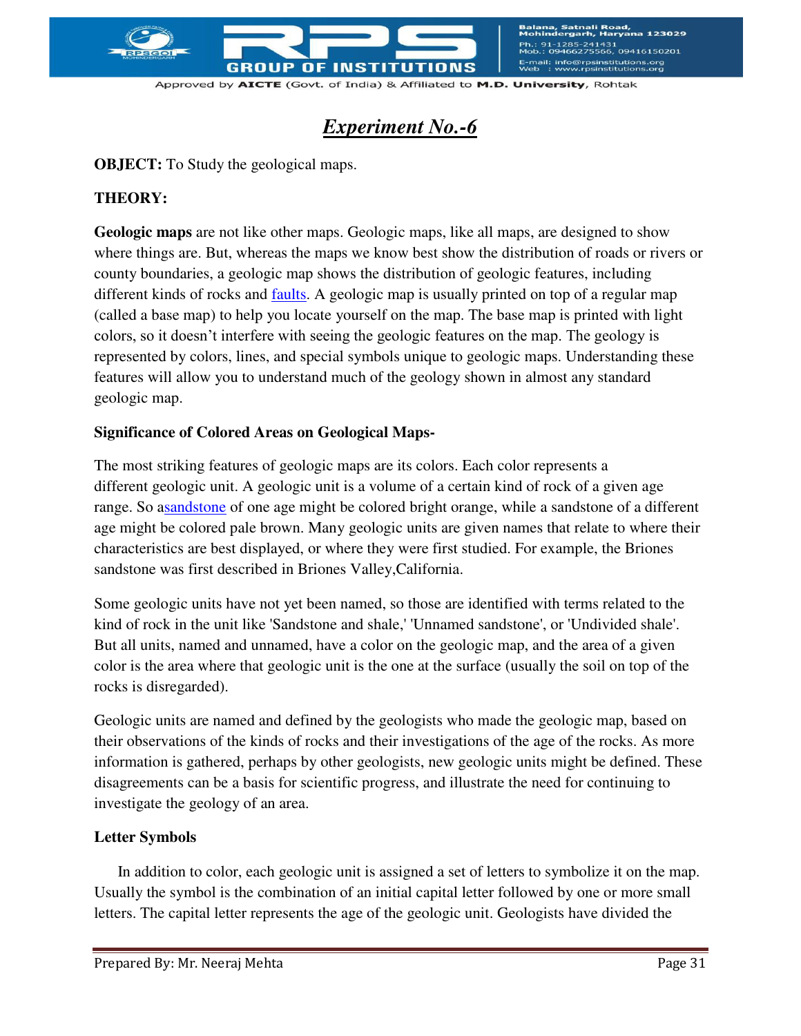# *Experiment No.-6*

**OBJECT:** To Study the geological maps.

**THEORY:**

**Geologic maps** are not like other maps. Geologic maps, like all maps, are designed to show where things are. But, whereas the maps we know best show the distribution of roads or rivers or county boundaries, a geologic map shows the distribution of geologic features, including different kinds of rocks and faults. A geologic map is usually printed on top of a regular map (called a base map) to help you locate yourself on the map. The base map is printed with light colors, so it doesn't interfere with seeing the geologic features on the map. The geology is represented by colors, lines, and special symbols unique to geologic maps. Understanding these features will allow you to understand much of the geology shown in almost any standard geologic map.

**Significance of Colored Areas on Geological Maps-**

The most striking features of geologic maps are its colors. Each color represents a different geologic unit. A geologic unit is a volume of a certain kind of rock of a given age range. So asandstone of one age might be colored bright orange, while a sandstone of a different age might be colored pale brown. Many geologic units are given names that relate to where their characteristics are best displayed, or where they were first studied. For example, the Briones sandstone was first described in Briones Valley,California.

Some geologic units have not yet been named, so those are identified with terms related to the kind of rock in the unit like 'Sandstone and shale,' 'Unnamed sandstone', or 'Undivided shale'. But all units, named and unnamed, have a color on the geologic map, and the area of a given color is the area where that geologic unit is the one at the surface (usually the soil on top of the rocks is disregarded).

Geologic units are named and defined by the geologists who made the geologic map, based on their observations of the kinds of rocks and their investigations of the age of the rocks. As more information is gathered, perhaps by other geologists, new geologic units might be defined. These disagreements can be a basis for scientific progress, and illustrate the need for continuing to investigate the geology of an area.

**Letter Symbols**

In addition to color, each geologic unit is assigned a set of letters to symbolize it on the map. Usually the symbol is the combination of an initial capital letter followed by one or more small letters. The capital letter represents the age of the geologic unit. Geologists have divided the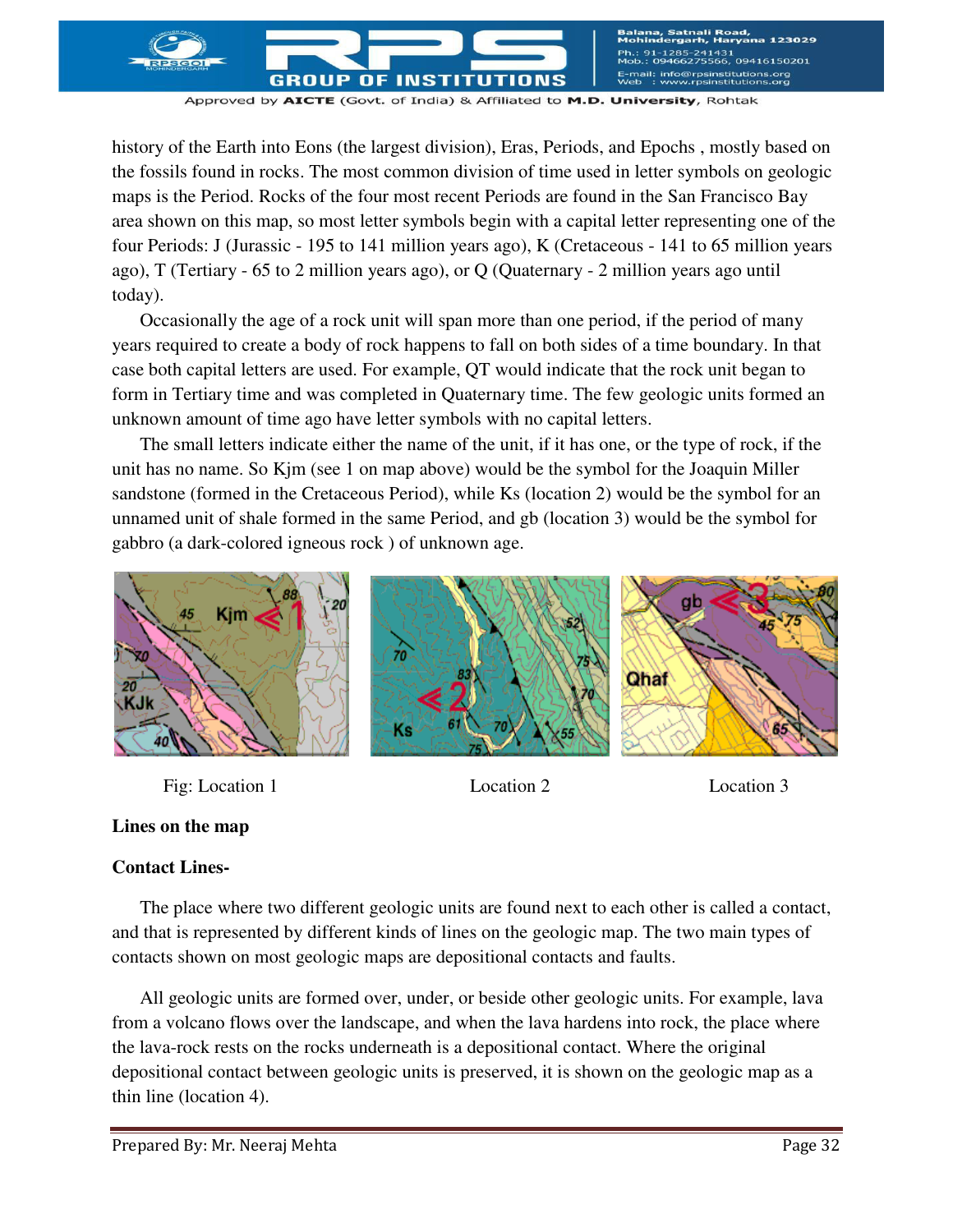history of the Earth into Eons (the largest division), Eras, Periods, and Epochs , mostly based on the fossils found in rocks. The most common division of time used in letter symbols on geologic maps is the Period. Rocks of the four most recent Periods are found in the San Francisco Bay area shown on this map, so most letter symbols begin with a capital letter representing one of the four Periods: J (Jurassic - 195 to 141 million years ago), K (Cretaceous - 141 to 65 million years ago), T (Tertiary - 65 to 2 million years ago), or Q (Quaternary - 2 million years ago until today).

Occasionally the age of a rock unit will span more than one period, if the period of many years required to create a body of rock happens to fall on both sides of a time boundary. In that case both capital letters are used. For example, QT would indicate that the rock unit began to form in Tertiary time and was completed in Quaternary time. The few geologic units formed an unknown amount of time ago have letter symbols with no capital letters.

The small letters indicate either the name of the unit, if it has one, or the type of rock, if the unit has no name. So Kjm (see 1 on map above) would be the symbol for the Joaquin Miller sandstone (formed in the Cretaceous Period), while Ks (location 2) would be the symbol for an unnamed unit of shale formed in the same Period, and gb (location 3) would be the symbol for gabbro (a dark-colored igneous rock ) of unknown age.

Fig: Location 1 Location 2 Location 3

**Lines on the map**

**Contact Lines-**

The place where two different geologic units are found next to each other is called a contact, and that is represented by different kinds of lines on the geologic map. The two main types of contacts shown on most geologic maps are depositional contacts and faults.

All geologic units are formed over, under, or beside other geologic units. For example, lava from a volcano flows over the landscape, and when the lava hardens into rock, the place where the lava-rock rests on the rocks underneath is a depositional contact. Where the original depositional contact between geologic units is preserved, it is shown on the geologic map as a thin line (location 4).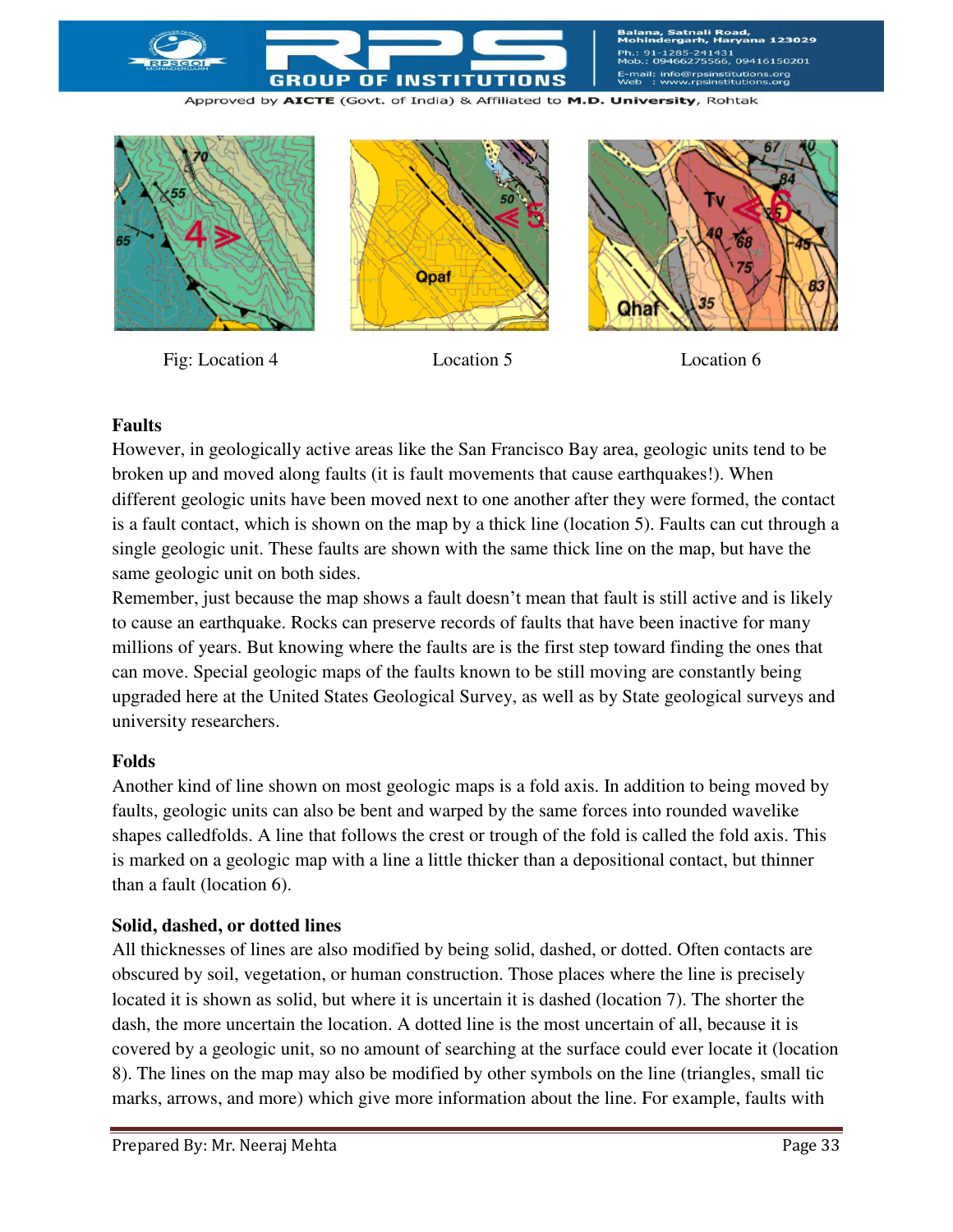Fig: Location 4 Location 5 Location 6

**Faults**

However, in geologically active areas like the San Francisco Bay area, geologic units tend to be broken up and moved along faults (it is fault movements that cause earthquakes!). When different geologic units have been moved next to one another after they were formed, the contact is a fault contact, which is shown on the map by a thick line (location 5). Faults can cut through a single geologic unit. These faults are shown with the same thick line on the map, but have the same geologic unit on both sides.

Remember, just because the map shows a fault doesn't mean that fault is still active and is likely to cause an earthquake. Rocks can preserve records of faults that have been inactive for many millions of years. But knowing where the faults are is the first step toward finding the ones that can move. Special geologic maps of the faults known to be still moving are constantly being upgraded here at the United States Geological Survey, as well as by State geological surveys and university researchers.

**Folds**

Another kind of line shown on most geologic maps is a fold axis. In addition to being moved by faults, geologic units can also be bent and warped by the same forces into rounded wavelike shapes calledfolds. A line that follows the crest or trough of the fold is called the fold axis. This is marked on a geologic map with a line a little thicker than a depositional contact, but thinner than a fault (location 6).

**Solid, dashed, or dotted lines**

All thicknesses of lines are also modified by being solid, dashed, or dotted. Often contacts are obscured by soil, vegetation, or human construction. Those places where the line is precisely located it is shown as solid, but where it is uncertain it is dashed (location 7). The shorter the dash, the more uncertain the location. A dotted line is the most uncertain of all, because it is covered by a geologic unit, so no amount of searching at the surface could ever locate it (location 8). The lines on the map may also be modified by other symbols on the line (triangles, small tic marks, arrows, and more) which give more information about the line. For example, faults with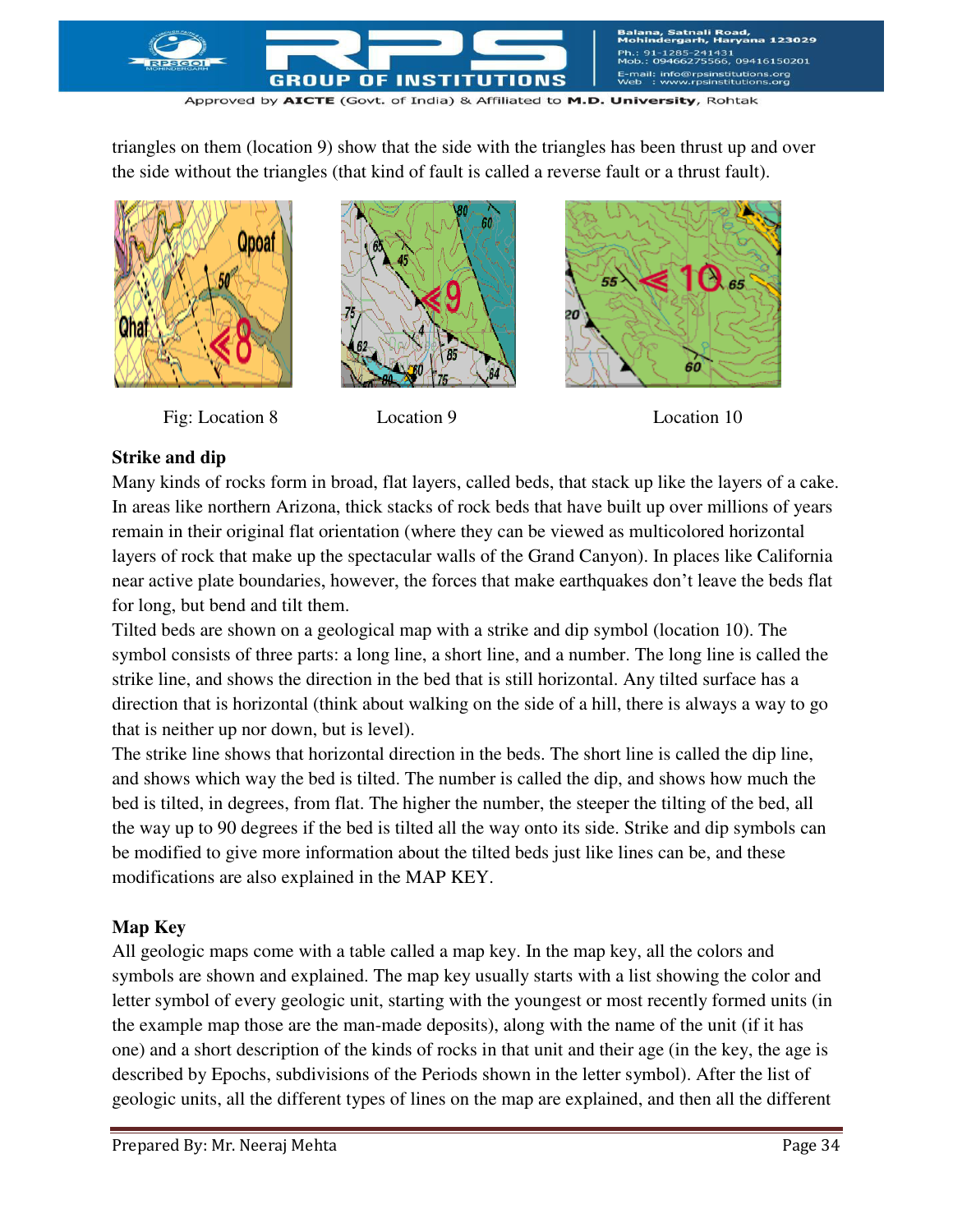triangles on them (location 9) show that the side with the triangles has been thrust up and over the side without the triangles (that kind of fault is called a reverse fault or a thrust fault).

Fig: Location 8 Location 9 Location 10

**Strike and dip**

Many kinds of rocks form in broad, flat layers, called beds, that stack up like the layers of a cake. In areas like northern Arizona, thick stacks of rock beds that have built up over millions of years remain in their original flat orientation (where they can be viewed as multicolored horizontal layers of rock that make up the spectacular walls of the Grand Canyon). In places like California near active plate boundaries, however, the forces that make earthquakes don't leave the beds flat for long, but bend and tilt them.

Tilted beds are shown on a geological map with a strike and dip symbol (location 10). The symbol consists of three parts: a long line, a short line, and a number. The long line is called the strike line, and shows the direction in the bed that is still horizontal. Any tilted surface has a direction that is horizontal (think about walking on the side of a hill, there is always a way to go that is neither up nor down, but is level).

The strike line shows that horizontal direction in the beds. The short line is called the dip line, and shows which way the bed is tilted. The number is called the dip, and shows how much the bed is tilted, in degrees, from flat. The higher the number, the steeper the tilting of the bed, all the way up to 90 degrees if the bed is tilted all the way onto its side. Strike and dip symbols can be modified to give more information about the tilted beds just like lines can be, and these modifications are also explained in the MAP KEY.

**Map Key**

All geologic maps come with a table called a map key. In the map key, all the colors and symbols are shown and explained. The map key usually starts with a list showing the color and letter symbol of every geologic unit, starting with the youngest or most recently formed units (in the example map those are the man-made deposits), along with the name of the unit (if it has one) and a short description of the kinds of rocks in that unit and their age (in the key, the age is described by Epochs, subdivisions of the Periods shown in the letter symbol). After the list of geologic units, all the different types of lines on the map are explained, and then all the different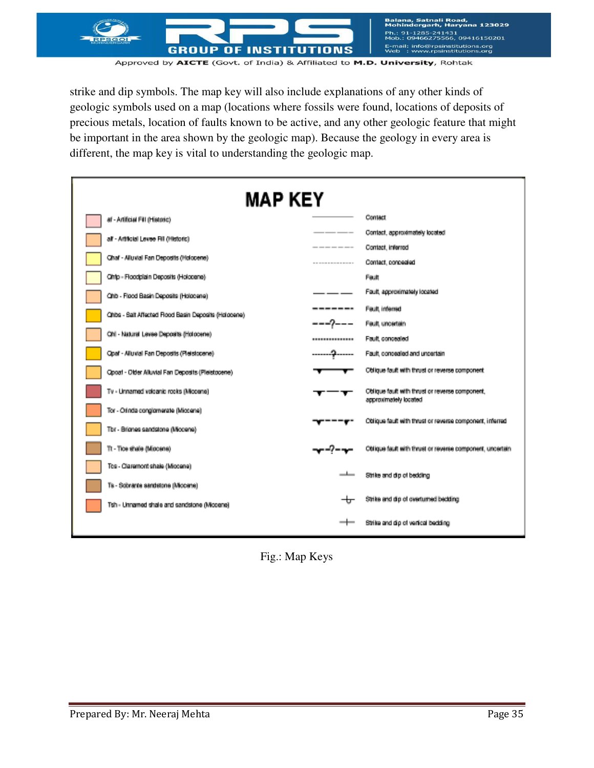strike and dip symbols. The map key will also include explanations of any other kinds of geologic symbols used on a map (locations where fossils were found, locations of deposits of precious metals, location of faults known to be active, and any other geologic feature that might be important in the area shown by the geologic map). Because the geology in every area is different, the map key is vital to understanding the geologic map.

## MAP KEY

| Unit | Symbol |
|---|---|
| af - Artificial Fill (Historic) | Contact |
| alf - Artificial Levee Fill (Historic) | Contact, approximately located |
| Qhaf - Alluvial Fan Deposits (Holocene) | Contact, inferred |
| Qhfp - Floodplain Deposits (Holocene) | Contact, concealed |
| Qhb - Flood Basin Deposits (Holocene) | Fault |
| Qhbs - Salt Affected Flood Basin Deposits (Holocene) | Fault, approximately located |
| Qhl - Natural Levee Deposits (Holocene) | Fault, inferred |
| Qpaf - Alluvial Fan Deposits (Pleistocene) | Fault, uncertain |
| Qpoaf - Older Alluvial Fan Deposits (Pleistocene) | Fault, concealed |
| Tv - Unnamed volcanic rocks (Miocene) | Fault, concealed and uncertain |
| Tor - Orinda conglomerate (Miocene) | Oblique fault with thrust or reverse component |
| Tbr - Briones sandstone (Miocene) | Oblique fault with thrust or reverse component, approximately located |
| Tt - Tice shale (Miocene) | Oblique fault with thrust or reverse component, inferred |
| Tcs - Claremont shale (Miocene) | Oblique fault with thrust or reverse component, uncertain |
| Ts - Sobrante sandstone (Miocene) | Strike and dip of bedding |
| Tsh - Unnamed shale and sandstone (Miocene) | Strike and dip of overturned bedding |
| | Strike and dip of vertical bedding |

Fig.: Map Keys